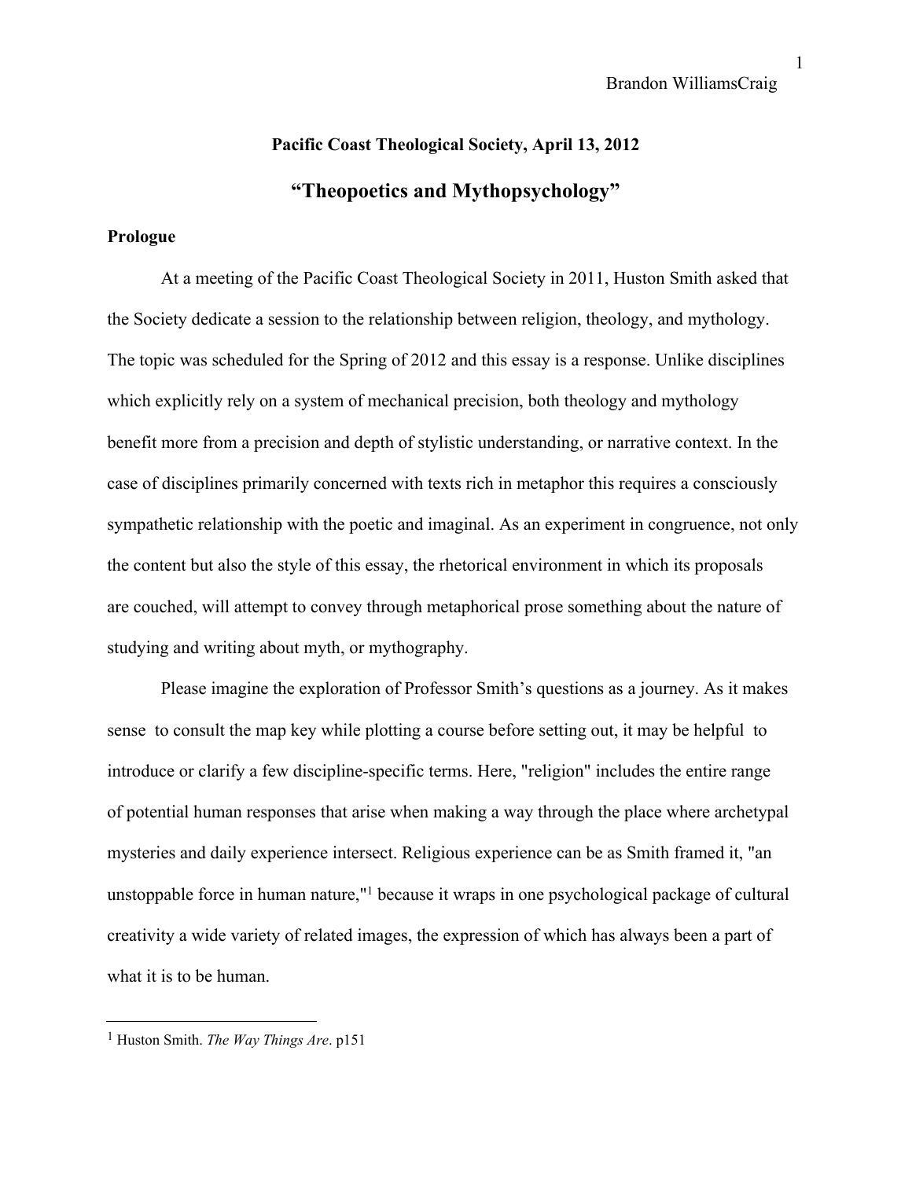Brandon WilliamsCraig

**Pacific Coast Theological Society, April 13, 2012**

# "Theopoetics and Mythopsychology"

## Prologue

At a meeting of the Pacific Coast Theological Society in 2011, Huston Smith asked that the Society dedicate a session to the relationship between religion, theology, and mythology. The topic was scheduled for the Spring of 2012 and this essay is a response. Unlike disciplines which explicitly rely on a system of mechanical precision, both theology and mythology benefit more from a precision and depth of stylistic understanding, or narrative context. In the case of disciplines primarily concerned with texts rich in metaphor this requires a consciously sympathetic relationship with the poetic and imaginal. As an experiment in congruence, not only the content but also the style of this essay, the rhetorical environment in which its proposals are couched, will attempt to convey through metaphorical prose something about the nature of studying and writing about myth, or mythography.

Please imagine the exploration of Professor Smith's questions as a journey. As it makes sense to consult the map key while plotting a course before setting out, it may be helpful to introduce or clarify a few discipline-specific terms. Here, "religion" includes the entire range of potential human responses that arise when making a way through the place where archetypal mysteries and daily experience intersect. Religious experience can be as Smith framed it, "an unstoppable force in human nature,"[1] because it wraps in one psychological package of cultural creativity a wide variety of related images, the expression of which has always been a part of what it is to be human.

[1] Huston Smith. *The Way Things Are*. p151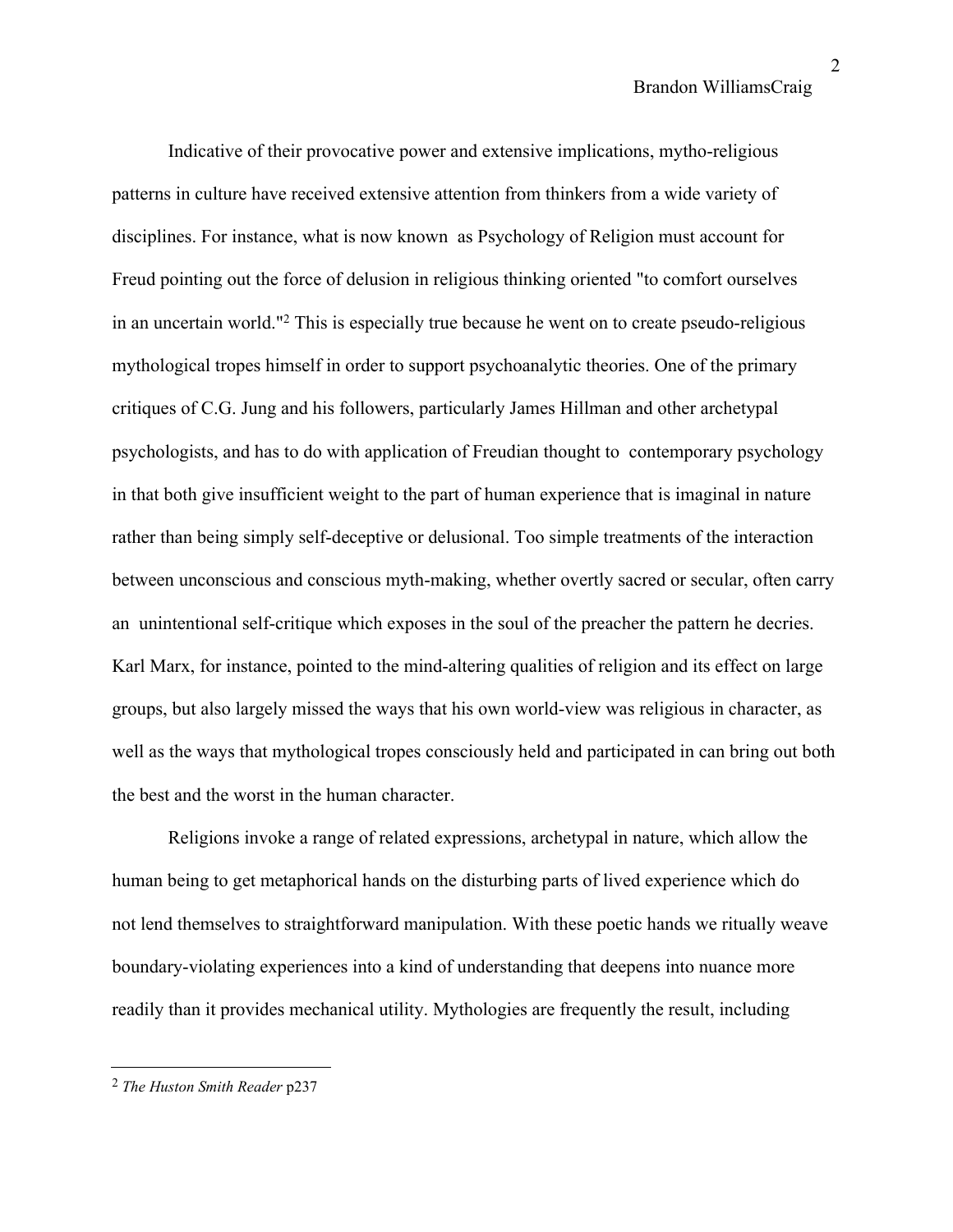Indicative of their provocative power and extensive implications, mytho-religious patterns in culture have received extensive attention from thinkers from a wide variety of disciplines. For instance, what is now known as Psychology of Religion must account for Freud pointing out the force of delusion in religious thinking oriented "to comfort ourselves in an uncertain world."[2] This is especially true because he went on to create pseudo-religious mythological tropes himself in order to support psychoanalytic theories. One of the primary critiques of C.G. Jung and his followers, particularly James Hillman and other archetypal psychologists, and has to do with application of Freudian thought to contemporary psychology in that both give insufficient weight to the part of human experience that is imaginal in nature rather than being simply self-deceptive or delusional. Too simple treatments of the interaction between unconscious and conscious myth-making, whether overtly sacred or secular, often carry an unintentional self-critique which exposes in the soul of the preacher the pattern he decries. Karl Marx, for instance, pointed to the mind-altering qualities of religion and its effect on large groups, but also largely missed the ways that his own world-view was religious in character, as well as the ways that mythological tropes consciously held and participated in can bring out both the best and the worst in the human character.

Religions invoke a range of related expressions, archetypal in nature, which allow the human being to get metaphorical hands on the disturbing parts of lived experience which do not lend themselves to straightforward manipulation. With these poetic hands we ritually weave boundary-violating experiences into a kind of understanding that deepens into nuance more readily than it provides mechanical utility. Mythologies are frequently the result, including

---

[2] *The Huston Smith Reader* p237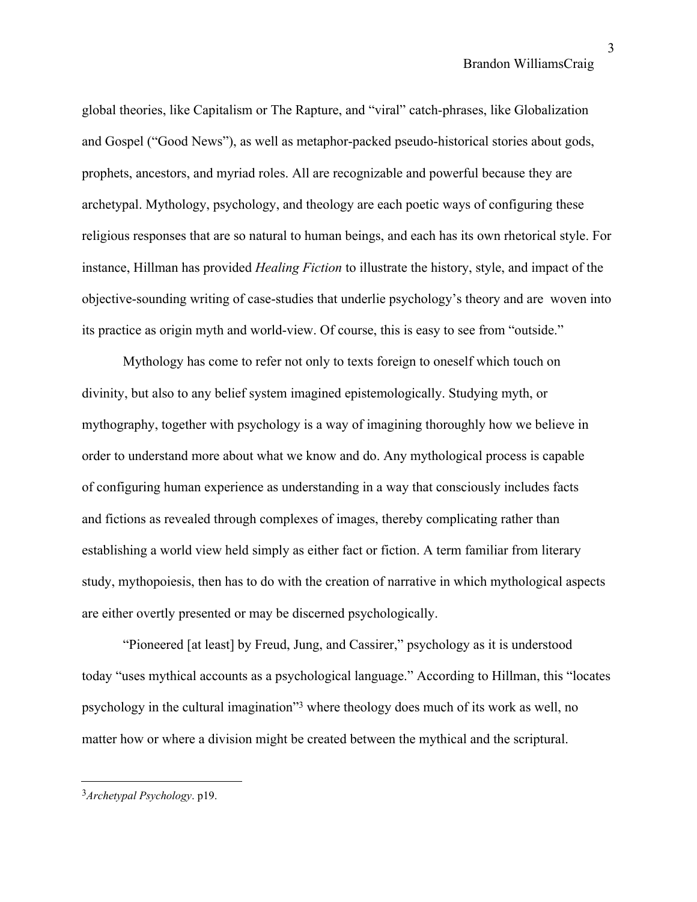global theories, like Capitalism or The Rapture, and "viral" catch-phrases, like Globalization and Gospel ("Good News"), as well as metaphor-packed pseudo-historical stories about gods, prophets, ancestors, and myriad roles. All are recognizable and powerful because they are archetypal. Mythology, psychology, and theology are each poetic ways of configuring these religious responses that are so natural to human beings, and each has its own rhetorical style. For instance, Hillman has provided *Healing Fiction* to illustrate the history, style, and impact of the objective-sounding writing of case-studies that underlie psychology's theory and are woven into its practice as origin myth and world-view. Of course, this is easy to see from "outside."

Mythology has come to refer not only to texts foreign to oneself which touch on divinity, but also to any belief system imagined epistemologically. Studying myth, or mythography, together with psychology is a way of imagining thoroughly how we believe in order to understand more about what we know and do. Any mythological process is capable of configuring human experience as understanding in a way that consciously includes facts and fictions as revealed through complexes of images, thereby complicating rather than establishing a world view held simply as either fact or fiction. A term familiar from literary study, mythopoiesis, then has to do with the creation of narrative in which mythological aspects are either overtly presented or may be discerned psychologically.

"Pioneered [at least] by Freud, Jung, and Cassirer," psychology as it is understood today "uses mythical accounts as a psychological language." According to Hillman, this "locates psychology in the cultural imagination"[3] where theology does much of its work as well, no matter how or where a division might be created between the mythical and the scriptural.

---

[3] *Archetypal Psychology*. p19.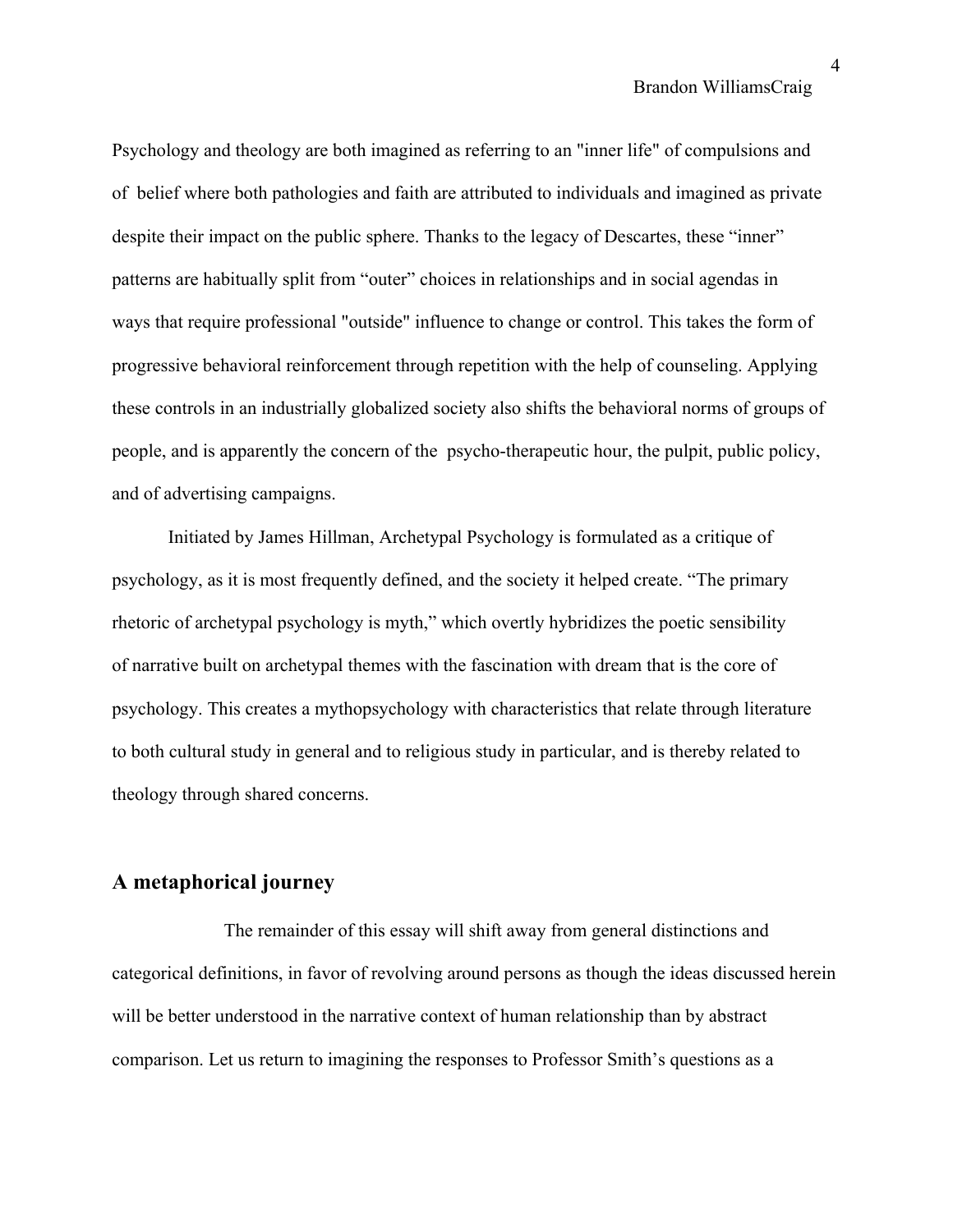Psychology and theology are both imagined as referring to an "inner life" of compulsions and of belief where both pathologies and faith are attributed to individuals and imagined as private despite their impact on the public sphere. Thanks to the legacy of Descartes, these “inner” patterns are habitually split from “outer” choices in relationships and in social agendas in ways that require professional "outside" influence to change or control. This takes the form of progressive behavioral reinforcement through repetition with the help of counseling. Applying these controls in an industrially globalized society also shifts the behavioral norms of groups of people, and is apparently the concern of the psycho-therapeutic hour, the pulpit, public policy, and of advertising campaigns.

Initiated by James Hillman, Archetypal Psychology is formulated as a critique of psychology, as it is most frequently defined, and the society it helped create. “The primary rhetoric of archetypal psychology is myth,” which overtly hybridizes the poetic sensibility of narrative built on archetypal themes with the fascination with dream that is the core of psychology. This creates a mythopsychology with characteristics that relate through literature to both cultural study in general and to religious study in particular, and is thereby related to theology through shared concerns.

## A metaphorical journey

The remainder of this essay will shift away from general distinctions and categorical definitions, in favor of revolving around persons as though the ideas discussed herein will be better understood in the narrative context of human relationship than by abstract comparison. Let us return to imagining the responses to Professor Smith’s questions as a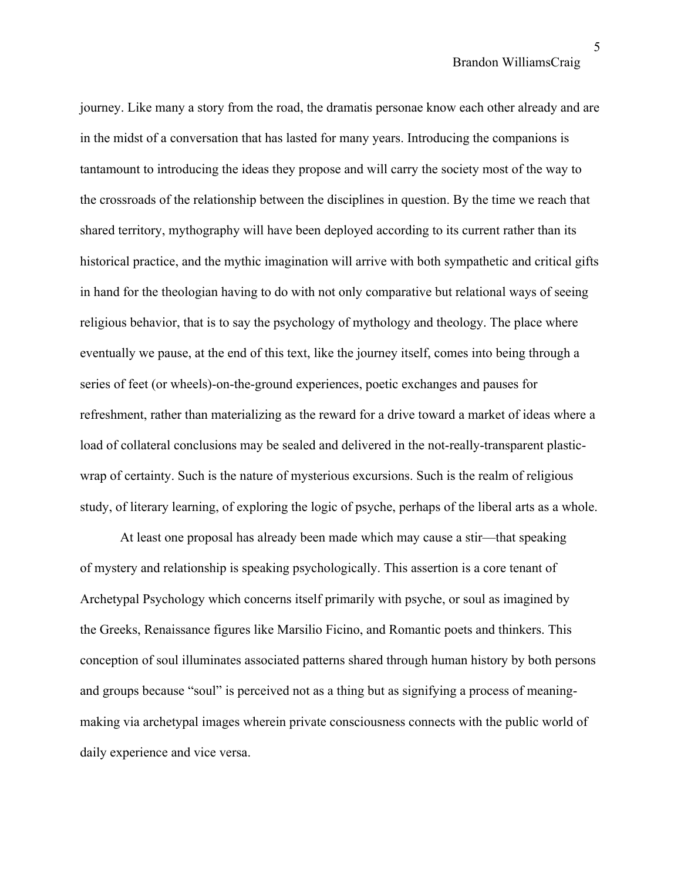journey. Like many a story from the road, the dramatis personae know each other already and are in the midst of a conversation that has lasted for many years. Introducing the companions is tantamount to introducing the ideas they propose and will carry the society most of the way to the crossroads of the relationship between the disciplines in question. By the time we reach that shared territory, mythography will have been deployed according to its current rather than its historical practice, and the mythic imagination will arrive with both sympathetic and critical gifts in hand for the theologian having to do with not only comparative but relational ways of seeing religious behavior, that is to say the psychology of mythology and theology. The place where eventually we pause, at the end of this text, like the journey itself, comes into being through a series of feet (or wheels)-on-the-ground experiences, poetic exchanges and pauses for refreshment, rather than materializing as the reward for a drive toward a market of ideas where a load of collateral conclusions may be sealed and delivered in the not-really-transparent plastic-wrap of certainty. Such is the nature of mysterious excursions. Such is the realm of religious study, of literary learning, of exploring the logic of psyche, perhaps of the liberal arts as a whole.

At least one proposal has already been made which may cause a stir—that speaking of mystery and relationship is speaking psychologically. This assertion is a core tenant of Archetypal Psychology which concerns itself primarily with psyche, or soul as imagined by the Greeks, Renaissance figures like Marsilio Ficino, and Romantic poets and thinkers. This conception of soul illuminates associated patterns shared through human history by both persons and groups because "soul" is perceived not as a thing but as signifying a process of meaning-making via archetypal images wherein private consciousness connects with the public world of daily experience and vice versa.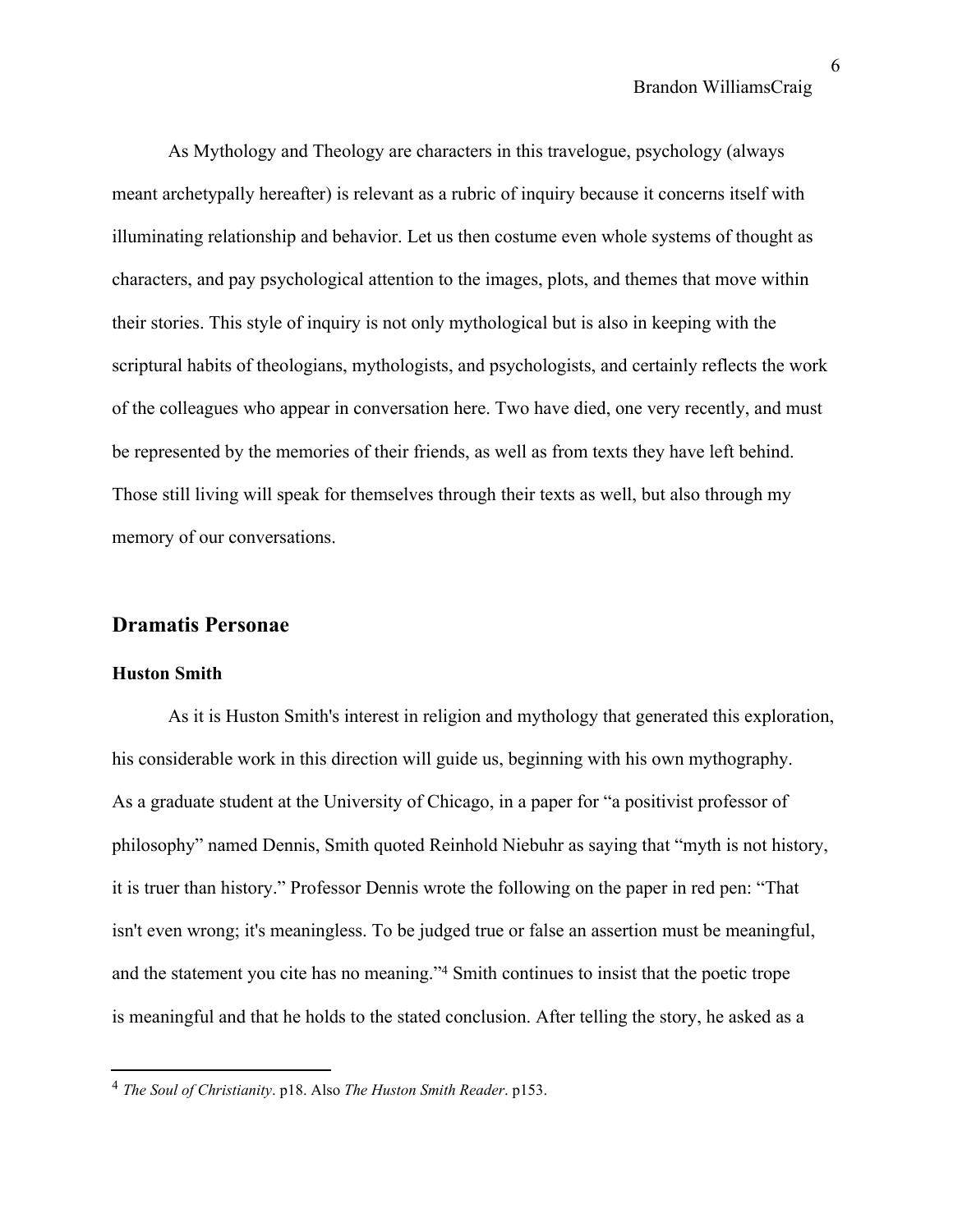As Mythology and Theology are characters in this travelogue, psychology (always meant archetypally hereafter) is relevant as a rubric of inquiry because it concerns itself with illuminating relationship and behavior. Let us then costume even whole systems of thought as characters, and pay psychological attention to the images, plots, and themes that move within their stories. This style of inquiry is not only mythological but is also in keeping with the scriptural habits of theologians, mythologists, and psychologists, and certainly reflects the work of the colleagues who appear in conversation here. Two have died, one very recently, and must be represented by the memories of their friends, as well as from texts they have left behind. Those still living will speak for themselves through their texts as well, but also through my memory of our conversations.

## Dramatis Personae

### Huston Smith

As it is Huston Smith's interest in religion and mythology that generated this exploration, his considerable work in this direction will guide us, beginning with his own mythography. As a graduate student at the University of Chicago, in a paper for "a positivist professor of philosophy" named Dennis, Smith quoted Reinhold Niebuhr as saying that "myth is not history, it is truer than history." Professor Dennis wrote the following on the paper in red pen: "That isn't even wrong; it's meaningless. To be judged true or false an assertion must be meaningful, and the statement you cite has no meaning."[4] Smith continues to insist that the poetic trope is meaningful and that he holds to the stated conclusion. After telling the story, he asked as a

---

[4] *The Soul of Christianity*. p18. Also *The Huston Smith Reader*. p153.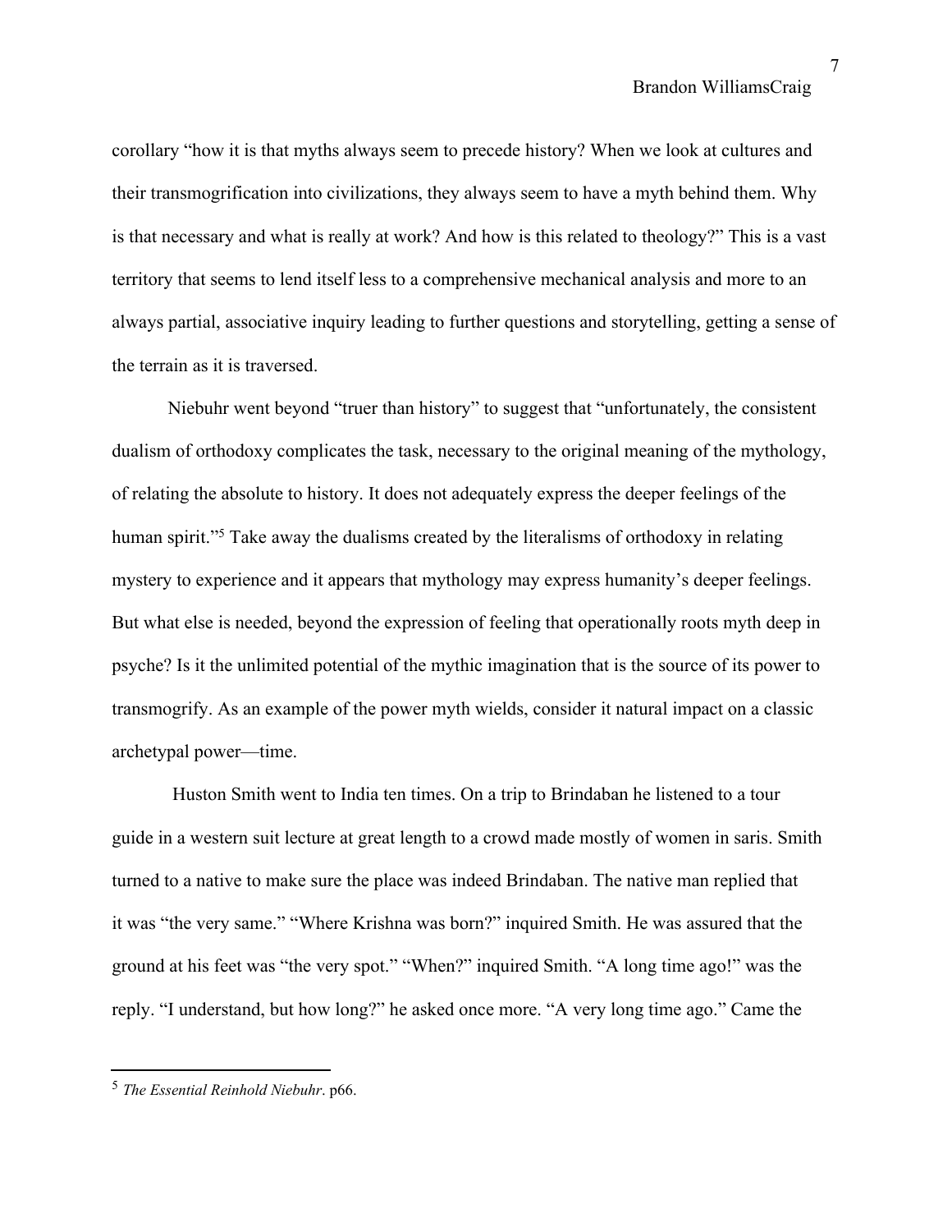corollary “how it is that myths always seem to precede history? When we look at cultures and their transmogrification into civilizations, they always seem to have a myth behind them. Why is that necessary and what is really at work? And how is this related to theology?” This is a vast territory that seems to lend itself less to a comprehensive mechanical analysis and more to an always partial, associative inquiry leading to further questions and storytelling, getting a sense of the terrain as it is traversed.

Niebuhr went beyond “truer than history” to suggest that “unfortunately, the consistent dualism of orthodoxy complicates the task, necessary to the original meaning of the mythology, of relating the absolute to history. It does not adequately express the deeper feelings of the human spirit.”[5] Take away the dualisms created by the literalisms of orthodoxy in relating mystery to experience and it appears that mythology may express humanity’s deeper feelings. But what else is needed, beyond the expression of feeling that operationally roots myth deep in psyche? Is it the unlimited potential of the mythic imagination that is the source of its power to transmogrify. As an example of the power myth wields, consider it natural impact on a classic archetypal power—time.

Huston Smith went to India ten times. On a trip to Brindaban he listened to a tour guide in a western suit lecture at great length to a crowd made mostly of women in saris. Smith turned to a native to make sure the place was indeed Brindaban. The native man replied that it was “the very same.” “Where Krishna was born?” inquired Smith. He was assured that the ground at his feet was “the very spot.” “When?” inquired Smith. “A long time ago!” was the reply. “I understand, but how long?” he asked once more. “A very long time ago.” Came the

---

[5] *The Essential Reinhold Niebuhr*. p66.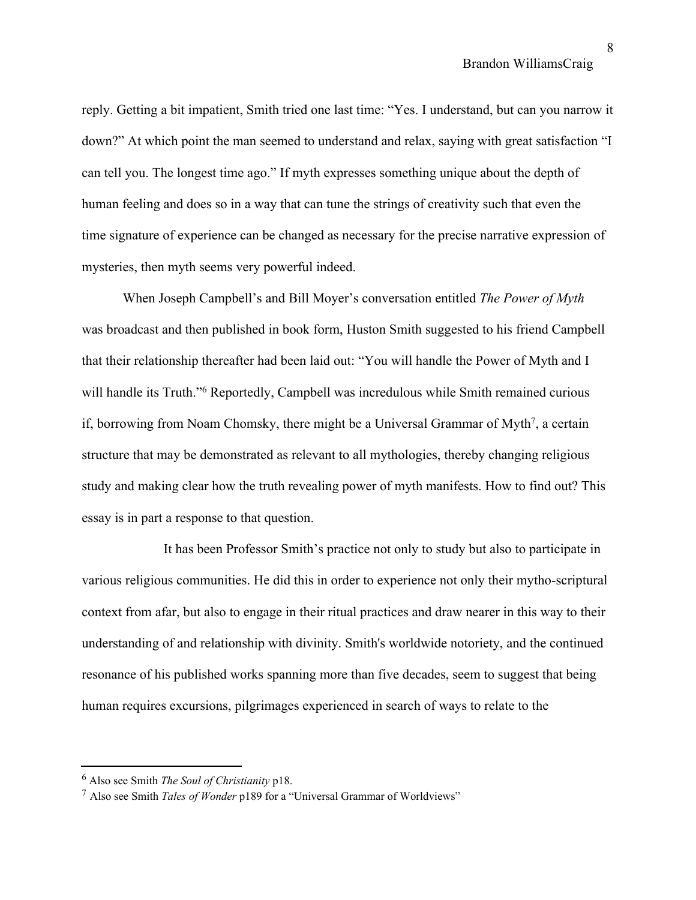reply. Getting a bit impatient, Smith tried one last time: "Yes. I understand, but can you narrow it down?" At which point the man seemed to understand and relax, saying with great satisfaction "I can tell you. The longest time ago." If myth expresses something unique about the depth of human feeling and does so in a way that can tune the strings of creativity such that even the time signature of experience can be changed as necessary for the precise narrative expression of mysteries, then myth seems very powerful indeed.

When Joseph Campbell's and Bill Moyer's conversation entitled *The Power of Myth* was broadcast and then published in book form, Huston Smith suggested to his friend Campbell that their relationship thereafter had been laid out: "You will handle the Power of Myth and I will handle its Truth."[6] Reportedly, Campbell was incredulous while Smith remained curious if, borrowing from Noam Chomsky, there might be a Universal Grammar of Myth[7], a certain structure that may be demonstrated as relevant to all mythologies, thereby changing religious study and making clear how the truth revealing power of myth manifests. How to find out? This essay is in part a response to that question.

It has been Professor Smith's practice not only to study but also to participate in various religious communities. He did this in order to experience not only their mytho-scriptural context from afar, but also to engage in their ritual practices and draw nearer in this way to their understanding of and relationship with divinity. Smith's worldwide notoriety, and the continued resonance of his published works spanning more than five decades, seem to suggest that being human requires excursions, pilgrimages experienced in search of ways to relate to the

---

[6] Also see Smith *The Soul of Christianity* p18.

[7] Also see Smith *Tales of Wonder* p189 for a "Universal Grammar of Worldviews"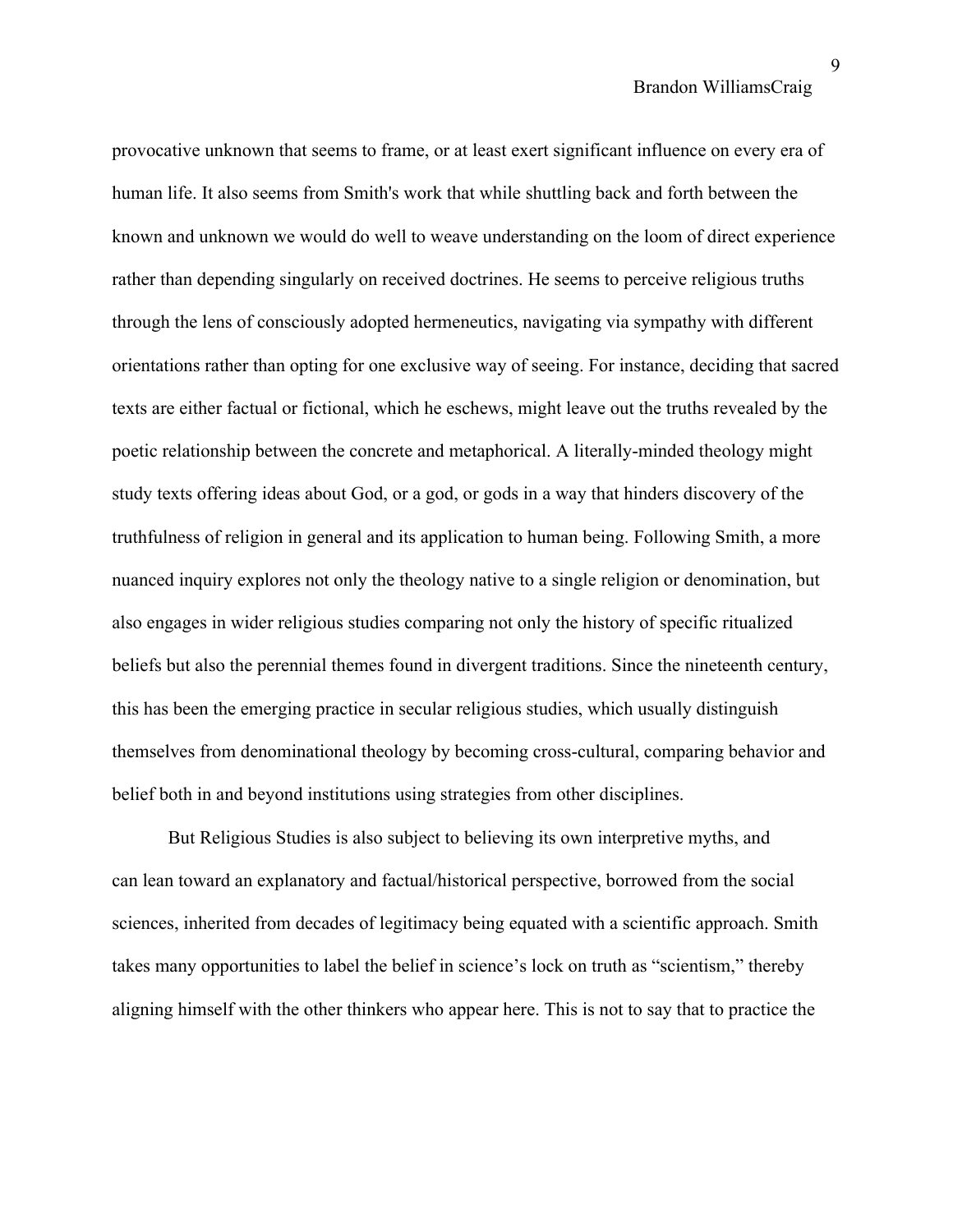provocative unknown that seems to frame, or at least exert significant influence on every era of human life. It also seems from Smith's work that while shuttling back and forth between the known and unknown we would do well to weave understanding on the loom of direct experience rather than depending singularly on received doctrines. He seems to perceive religious truths through the lens of consciously adopted hermeneutics, navigating via sympathy with different orientations rather than opting for one exclusive way of seeing. For instance, deciding that sacred texts are either factual or fictional, which he eschews, might leave out the truths revealed by the poetic relationship between the concrete and metaphorical. A literally-minded theology might study texts offering ideas about God, or a god, or gods in a way that hinders discovery of the truthfulness of religion in general and its application to human being. Following Smith, a more nuanced inquiry explores not only the theology native to a single religion or denomination, but also engages in wider religious studies comparing not only the history of specific ritualized beliefs but also the perennial themes found in divergent traditions. Since the nineteenth century, this has been the emerging practice in secular religious studies, which usually distinguish themselves from denominational theology by becoming cross-cultural, comparing behavior and belief both in and beyond institutions using strategies from other disciplines.

But Religious Studies is also subject to believing its own interpretive myths, and can lean toward an explanatory and factual/historical perspective, borrowed from the social sciences, inherited from decades of legitimacy being equated with a scientific approach. Smith takes many opportunities to label the belief in science's lock on truth as "scientism," thereby aligning himself with the other thinkers who appear here. This is not to say that to practice the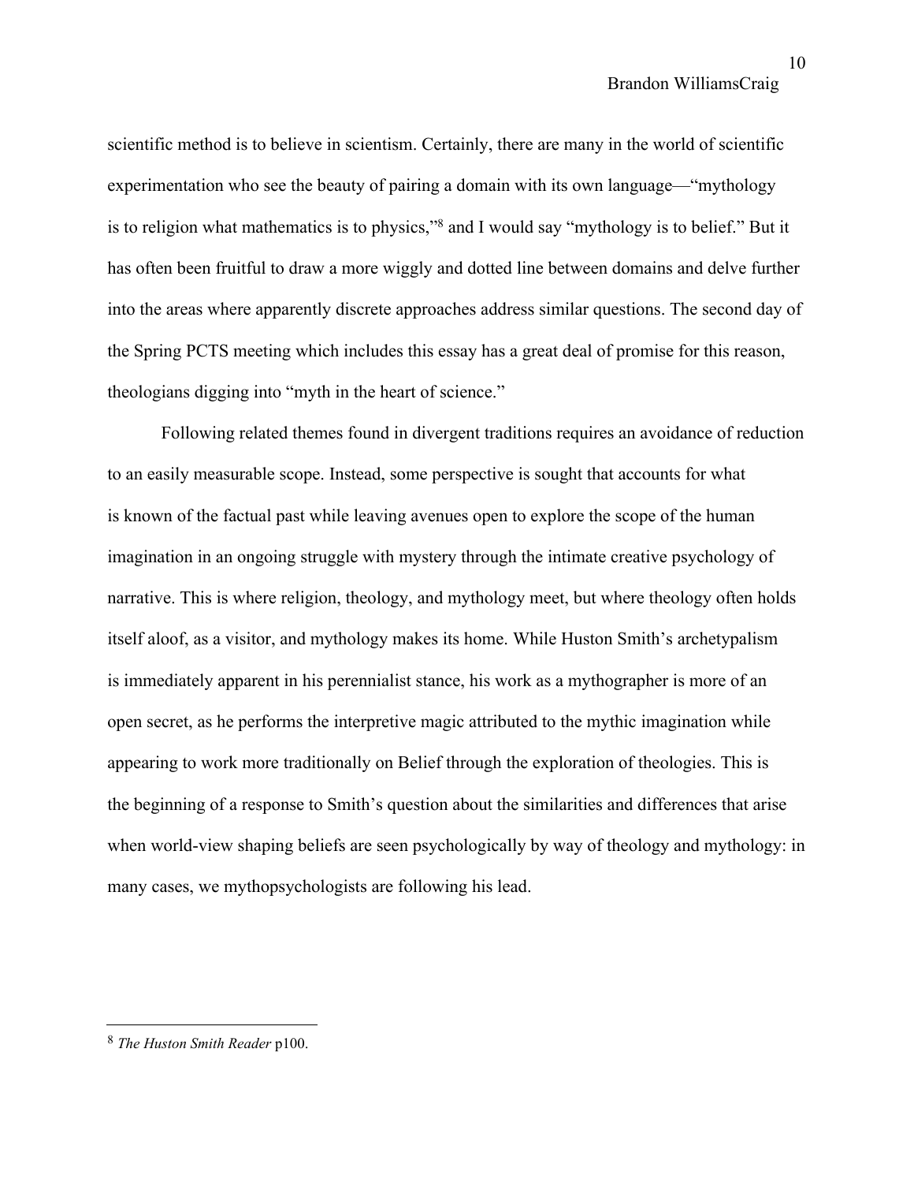scientific method is to believe in scientism. Certainly, there are many in the world of scientific experimentation who see the beauty of pairing a domain with its own language—"mythology is to religion what mathematics is to physics,"[8] and I would say "mythology is to belief." But it has often been fruitful to draw a more wiggly and dotted line between domains and delve further into the areas where apparently discrete approaches address similar questions. The second day of the Spring PCTS meeting which includes this essay has a great deal of promise for this reason, theologians digging into "myth in the heart of science."

Following related themes found in divergent traditions requires an avoidance of reduction to an easily measurable scope. Instead, some perspective is sought that accounts for what is known of the factual past while leaving avenues open to explore the scope of the human imagination in an ongoing struggle with mystery through the intimate creative psychology of narrative. This is where religion, theology, and mythology meet, but where theology often holds itself aloof, as a visitor, and mythology makes its home. While Huston Smith's archetypalism is immediately apparent in his perennialist stance, his work as a mythographer is more of an open secret, as he performs the interpretive magic attributed to the mythic imagination while appearing to work more traditionally on Belief through the exploration of theologies. This is the beginning of a response to Smith's question about the similarities and differences that arise when world-view shaping beliefs are seen psychologically by way of theology and mythology: in many cases, we mythopsychologists are following his lead.

---

[8] *The Huston Smith Reader* p100.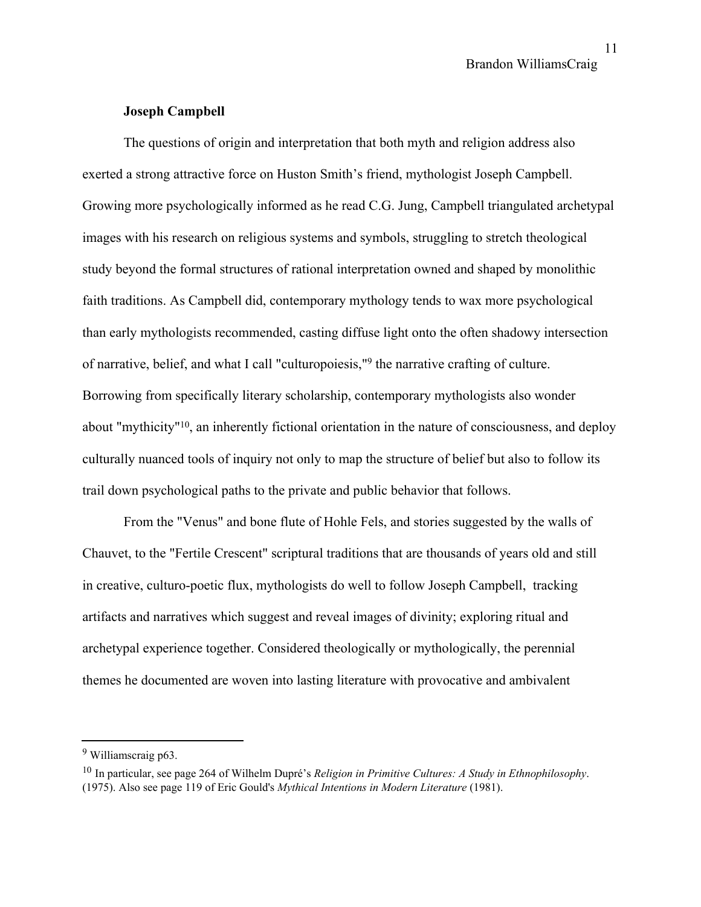**Joseph Campbell**

The questions of origin and interpretation that both myth and religion address also exerted a strong attractive force on Huston Smith's friend, mythologist Joseph Campbell. Growing more psychologically informed as he read C.G. Jung, Campbell triangulated archetypal images with his research on religious systems and symbols, struggling to stretch theological study beyond the formal structures of rational interpretation owned and shaped by monolithic faith traditions. As Campbell did, contemporary mythology tends to wax more psychological than early mythologists recommended, casting diffuse light onto the often shadowy intersection of narrative, belief, and what I call "culturopoiesis,"[9] the narrative crafting of culture. Borrowing from specifically literary scholarship, contemporary mythologists also wonder about "mythicity"[10], an inherently fictional orientation in the nature of consciousness, and deploy culturally nuanced tools of inquiry not only to map the structure of belief but also to follow its trail down psychological paths to the private and public behavior that follows.

From the "Venus" and bone flute of Hohle Fels, and stories suggested by the walls of Chauvet, to the "Fertile Crescent" scriptural traditions that are thousands of years old and still in creative, culturo-poetic flux, mythologists do well to follow Joseph Campbell, tracking artifacts and narratives which suggest and reveal images of divinity; exploring ritual and archetypal experience together. Considered theologically or mythologically, the perennial themes he documented are woven into lasting literature with provocative and ambivalent

---

[9] Williamscraig p63.

[10] In particular, see page 264 of Wilhelm Dupré's *Religion in Primitive Cultures: A Study in Ethnophilosophy*. (1975). Also see page 119 of Eric Gould's *Mythical Intentions in Modern Literature* (1981).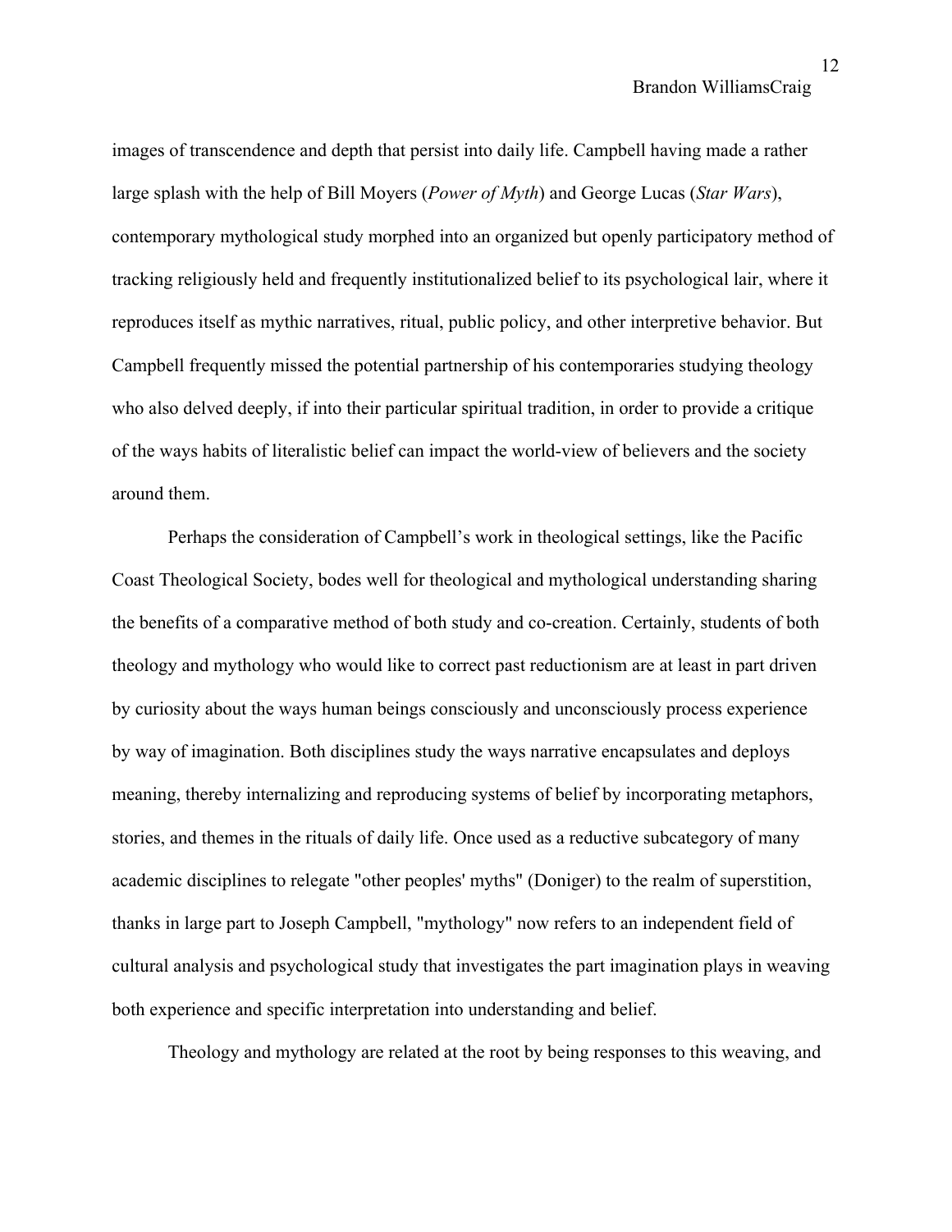images of transcendence and depth that persist into daily life. Campbell having made a rather large splash with the help of Bill Moyers (*Power of Myth*) and George Lucas (*Star Wars*), contemporary mythological study morphed into an organized but openly participatory method of tracking religiously held and frequently institutionalized belief to its psychological lair, where it reproduces itself as mythic narratives, ritual, public policy, and other interpretive behavior. But Campbell frequently missed the potential partnership of his contemporaries studying theology who also delved deeply, if into their particular spiritual tradition, in order to provide a critique of the ways habits of literalistic belief can impact the world-view of believers and the society around them.

Perhaps the consideration of Campbell's work in theological settings, like the Pacific Coast Theological Society, bodes well for theological and mythological understanding sharing the benefits of a comparative method of both study and co-creation. Certainly, students of both theology and mythology who would like to correct past reductionism are at least in part driven by curiosity about the ways human beings consciously and unconsciously process experience by way of imagination. Both disciplines study the ways narrative encapsulates and deploys meaning, thereby internalizing and reproducing systems of belief by incorporating metaphors, stories, and themes in the rituals of daily life. Once used as a reductive subcategory of many academic disciplines to relegate "other peoples' myths" (Doniger) to the realm of superstition, thanks in large part to Joseph Campbell, "mythology" now refers to an independent field of cultural analysis and psychological study that investigates the part imagination plays in weaving both experience and specific interpretation into understanding and belief.

Theology and mythology are related at the root by being responses to this weaving, and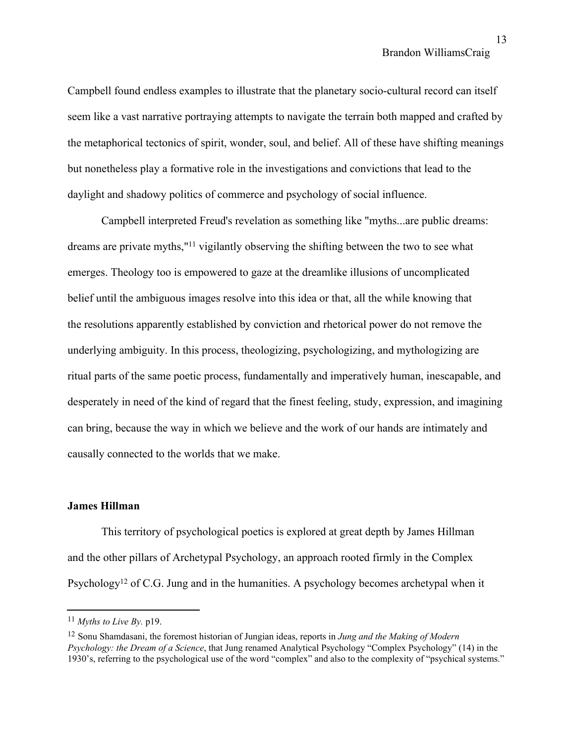Campbell found endless examples to illustrate that the planetary socio-cultural record can itself seem like a vast narrative portraying attempts to navigate the terrain both mapped and crafted by the metaphorical tectonics of spirit, wonder, soul, and belief. All of these have shifting meanings but nonetheless play a formative role in the investigations and convictions that lead to the daylight and shadowy politics of commerce and psychology of social influence.

Campbell interpreted Freud's revelation as something like "myths...are public dreams: dreams are private myths,"[11] vigilantly observing the shifting between the two to see what emerges. Theology too is empowered to gaze at the dreamlike illusions of uncomplicated belief until the ambiguous images resolve into this idea or that, all the while knowing that the resolutions apparently established by conviction and rhetorical power do not remove the underlying ambiguity. In this process, theologizing, psychologizing, and mythologizing are ritual parts of the same poetic process, fundamentally and imperatively human, inescapable, and desperately in need of the kind of regard that the finest feeling, study, expression, and imagining can bring, because the way in which we believe and the work of our hands are intimately and causally connected to the worlds that we make.

**James Hillman**

This territory of psychological poetics is explored at great depth by James Hillman and the other pillars of Archetypal Psychology, an approach rooted firmly in the Complex Psychology[12] of C.G. Jung and in the humanities. A psychology becomes archetypal when it

---

[11] *Myths to Live By.* p19.

[12] Sonu Shamdasani, the foremost historian of Jungian ideas, reports in *Jung and the Making of Modern Psychology: the Dream of a Science*, that Jung renamed Analytical Psychology "Complex Psychology" (14) in the 1930's, referring to the psychological use of the word "complex" and also to the complexity of "psychical systems."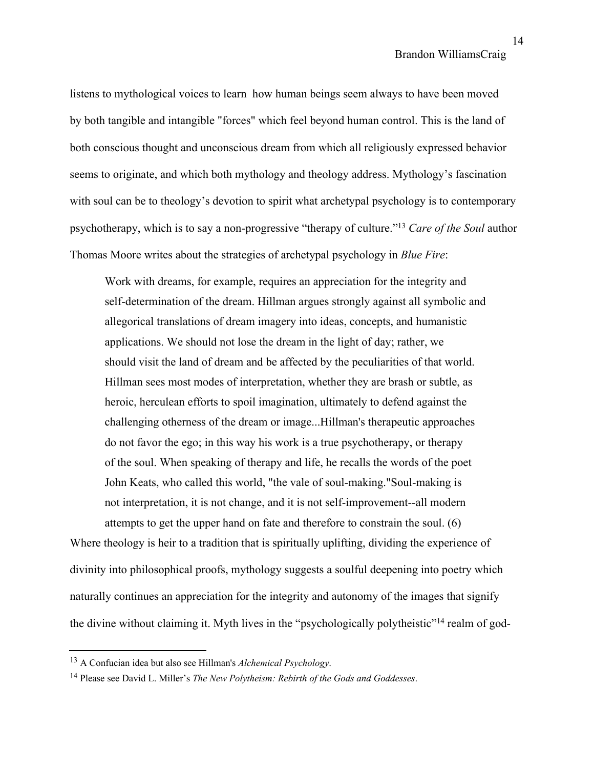listens to mythological voices to learn how human beings seem always to have been moved by both tangible and intangible "forces" which feel beyond human control. This is the land of both conscious thought and unconscious dream from which all religiously expressed behavior seems to originate, and which both mythology and theology address. Mythology's fascination with soul can be to theology's devotion to spirit what archetypal psychology is to contemporary psychotherapy, which is to say a non-progressive "therapy of culture."[13] *Care of the Soul* author Thomas Moore writes about the strategies of archetypal psychology in *Blue Fire*:

> Work with dreams, for example, requires an appreciation for the integrity and self-determination of the dream. Hillman argues strongly against all symbolic and allegorical translations of dream imagery into ideas, concepts, and humanistic applications. We should not lose the dream in the light of day; rather, we should visit the land of dream and be affected by the peculiarities of that world. Hillman sees most modes of interpretation, whether they are brash or subtle, as heroic, herculean efforts to spoil imagination, ultimately to defend against the challenging otherness of the dream or image...Hillman's therapeutic approaches do not favor the ego; in this way his work is a true psychotherapy, or therapy of the soul. When speaking of therapy and life, he recalls the words of the poet John Keats, who called this world, "the vale of soul-making."Soul-making is not interpretation, it is not change, and it is not self-improvement--all modern attempts to get the upper hand on fate and therefore to constrain the soul. (6)

Where theology is heir to a tradition that is spiritually uplifting, dividing the experience of divinity into philosophical proofs, mythology suggests a soulful deepening into poetry which naturally continues an appreciation for the integrity and autonomy of the images that signify the divine without claiming it. Myth lives in the "psychologically polytheistic"[14] realm of god-

---

[13] A Confucian idea but also see Hillman's *Alchemical Psychology*.

[14] Please see David L. Miller's *The New Polytheism: Rebirth of the Gods and Goddesses*.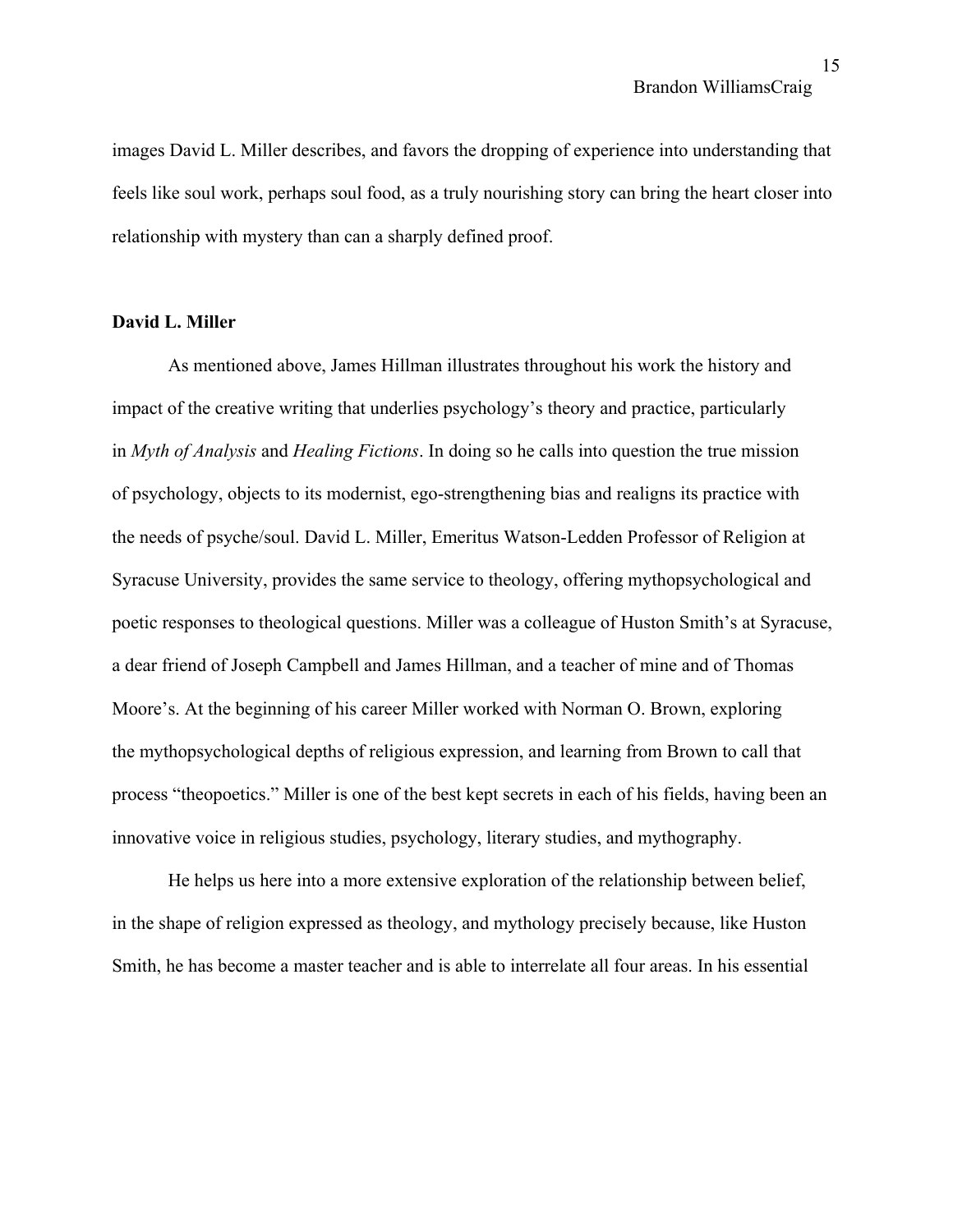images David L. Miller describes, and favors the dropping of experience into understanding that feels like soul work, perhaps soul food, as a truly nourishing story can bring the heart closer into relationship with mystery than can a sharply defined proof.

**David L. Miller**

As mentioned above, James Hillman illustrates throughout his work the history and impact of the creative writing that underlies psychology's theory and practice, particularly in *Myth of Analysis* and *Healing Fictions*. In doing so he calls into question the true mission of psychology, objects to its modernist, ego-strengthening bias and realigns its practice with the needs of psyche/soul. David L. Miller, Emeritus Watson-Ledden Professor of Religion at Syracuse University, provides the same service to theology, offering mythopsychological and poetic responses to theological questions. Miller was a colleague of Huston Smith's at Syracuse, a dear friend of Joseph Campbell and James Hillman, and a teacher of mine and of Thomas Moore's. At the beginning of his career Miller worked with Norman O. Brown, exploring the mythopsychological depths of religious expression, and learning from Brown to call that process "theopoetics." Miller is one of the best kept secrets in each of his fields, having been an innovative voice in religious studies, psychology, literary studies, and mythography.

He helps us here into a more extensive exploration of the relationship between belief, in the shape of religion expressed as theology, and mythology precisely because, like Huston Smith, he has become a master teacher and is able to interrelate all four areas. In his essential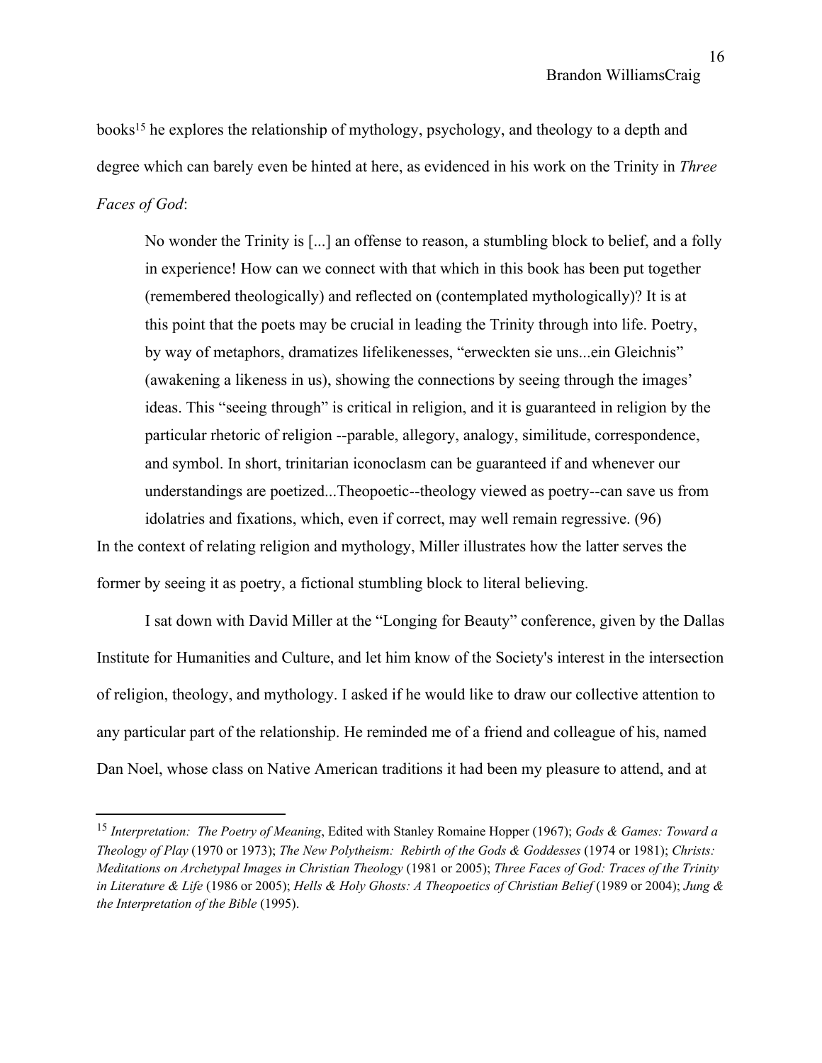books[15] he explores the relationship of mythology, psychology, and theology to a depth and degree which can barely even be hinted at here, as evidenced in his work on the Trinity in *Three Faces of God*:

> No wonder the Trinity is [...] an offense to reason, a stumbling block to belief, and a folly in experience! How can we connect with that which in this book has been put together (remembered theologically) and reflected on (contemplated mythologically)? It is at this point that the poets may be crucial in leading the Trinity through into life. Poetry, by way of metaphors, dramatizes lifelikenesses, "erweckten sie uns...ein Gleichnis" (awakening a likeness in us), showing the connections by seeing through the images' ideas. This "seeing through" is critical in religion, and it is guaranteed in religion by the particular rhetoric of religion --parable, allegory, analogy, similitude, correspondence, and symbol. In short, trinitarian iconoclasm can be guaranteed if and whenever our understandings are poetized...Theopoetic--theology viewed as poetry--can save us from idolatries and fixations, which, even if correct, may well remain regressive. (96)

In the context of relating religion and mythology, Miller illustrates how the latter serves the former by seeing it as poetry, a fictional stumbling block to literal believing.

I sat down with David Miller at the "Longing for Beauty" conference, given by the Dallas Institute for Humanities and Culture, and let him know of the Society's interest in the intersection of religion, theology, and mythology. I asked if he would like to draw our collective attention to any particular part of the relationship. He reminded me of a friend and colleague of his, named Dan Noel, whose class on Native American traditions it had been my pleasure to attend, and at

---

[15] *Interpretation: The Poetry of Meaning*, Edited with Stanley Romaine Hopper (1967); *Gods & Games: Toward a Theology of Play* (1970 or 1973); *The New Polytheism: Rebirth of the Gods & Goddesses* (1974 or 1981); *Christs: Meditations on Archetypal Images in Christian Theology* (1981 or 2005); *Three Faces of God: Traces of the Trinity in Literature & Life* (1986 or 2005); *Hells & Holy Ghosts: A Theopoetics of Christian Belief* (1989 or 2004); *Jung & the Interpretation of the Bible* (1995).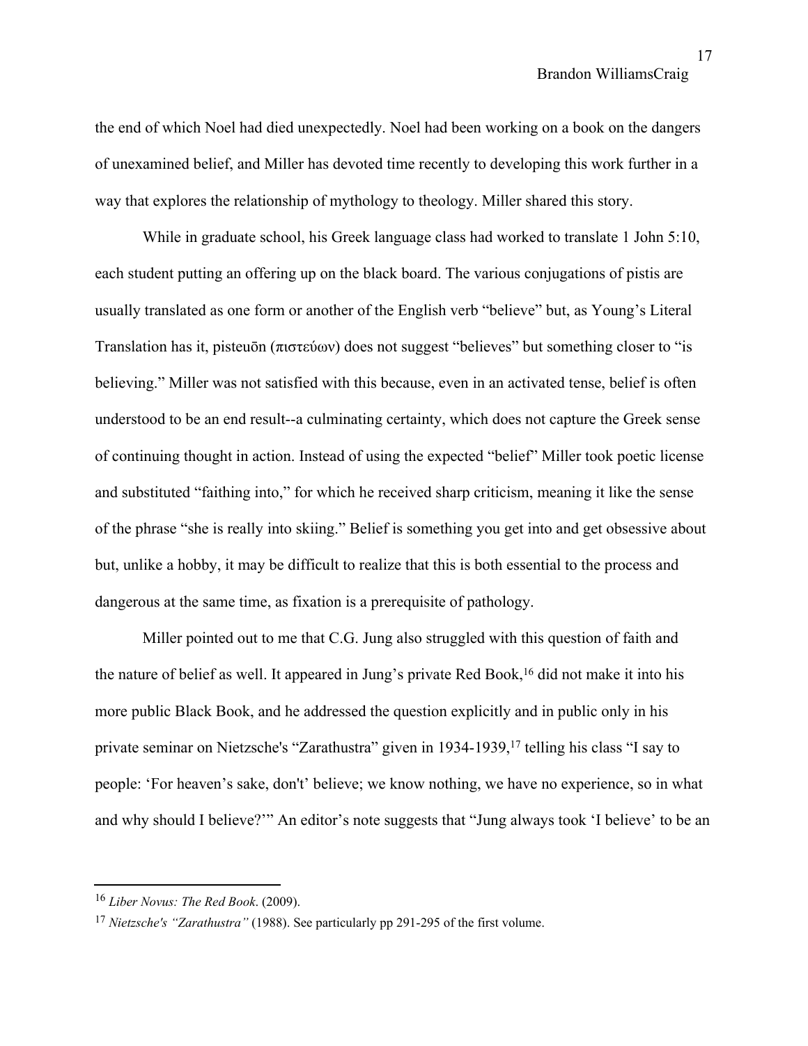the end of which Noel had died unexpectedly. Noel had been working on a book on the dangers of unexamined belief, and Miller has devoted time recently to developing this work further in a way that explores the relationship of mythology to theology. Miller shared this story.

While in graduate school, his Greek language class had worked to translate 1 John 5:10, each student putting an offering up on the black board. The various conjugations of pistis are usually translated as one form or another of the English verb "believe" but, as Young's Literal Translation has it, pisteuōn (πιστεύων) does not suggest "believes" but something closer to "is believing." Miller was not satisfied with this because, even in an activated tense, belief is often understood to be an end result--a culminating certainty, which does not capture the Greek sense of continuing thought in action. Instead of using the expected "belief" Miller took poetic license and substituted "faithing into," for which he received sharp criticism, meaning it like the sense of the phrase "she is really into skiing." Belief is something you get into and get obsessive about but, unlike a hobby, it may be difficult to realize that this is both essential to the process and dangerous at the same time, as fixation is a prerequisite of pathology.

Miller pointed out to me that C.G. Jung also struggled with this question of faith and the nature of belief as well. It appeared in Jung's private Red Book,[16] did not make it into his more public Black Book, and he addressed the question explicitly and in public only in his private seminar on Nietzsche's "Zarathustra" given in 1934-1939,[17] telling his class "I say to people: 'For heaven's sake, don't' believe; we know nothing, we have no experience, so in what and why should I believe?'" An editor's note suggests that "Jung always took 'I believe' to be an

---

[16] *Liber Novus: The Red Book*. (2009).

[17] *Nietzsche's "Zarathustra"* (1988). See particularly pp 291-295 of the first volume.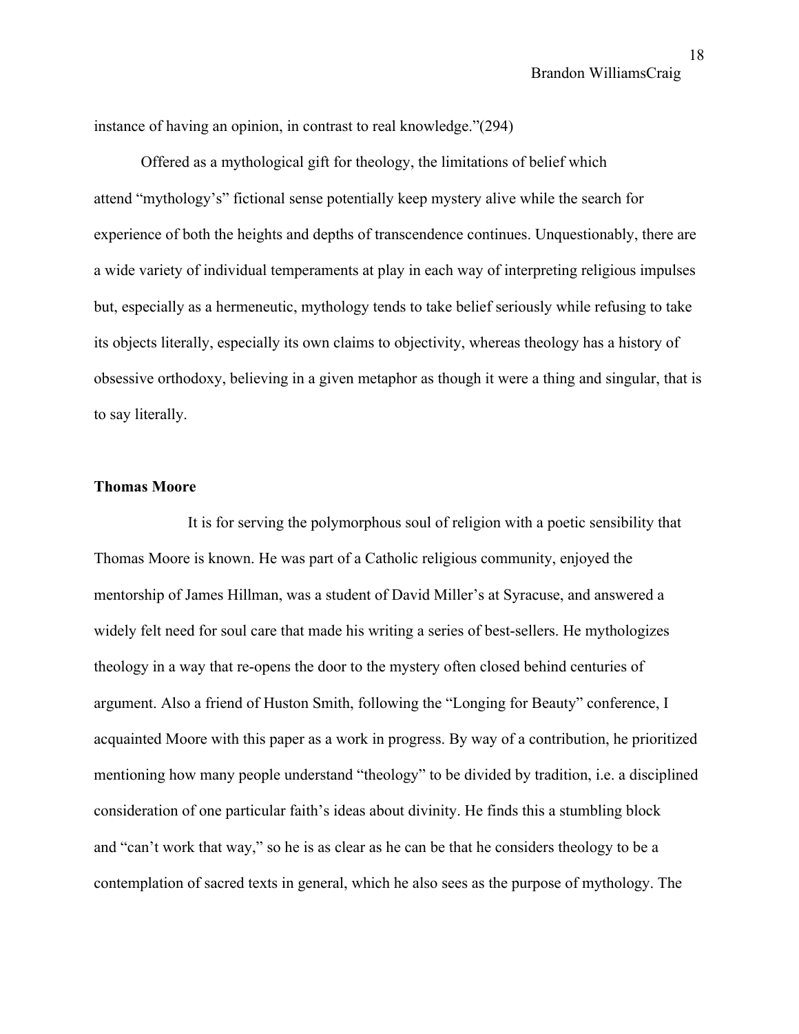instance of having an opinion, in contrast to real knowledge."(294)

Offered as a mythological gift for theology, the limitations of belief which attend "mythology's" fictional sense potentially keep mystery alive while the search for experience of both the heights and depths of transcendence continues. Unquestionably, there are a wide variety of individual temperaments at play in each way of interpreting religious impulses but, especially as a hermeneutic, mythology tends to take belief seriously while refusing to take its objects literally, especially its own claims to objectivity, whereas theology has a history of obsessive orthodoxy, believing in a given metaphor as though it were a thing and singular, that is to say literally.

**Thomas Moore**

It is for serving the polymorphous soul of religion with a poetic sensibility that Thomas Moore is known. He was part of a Catholic religious community, enjoyed the mentorship of James Hillman, was a student of David Miller's at Syracuse, and answered a widely felt need for soul care that made his writing a series of best-sellers. He mythologizes theology in a way that re-opens the door to the mystery often closed behind centuries of argument. Also a friend of Huston Smith, following the "Longing for Beauty" conference, I acquainted Moore with this paper as a work in progress. By way of a contribution, he prioritized mentioning how many people understand "theology" to be divided by tradition, i.e. a disciplined consideration of one particular faith's ideas about divinity. He finds this a stumbling block and "can't work that way," so he is as clear as he can be that he considers theology to be a contemplation of sacred texts in general, which he also sees as the purpose of mythology. The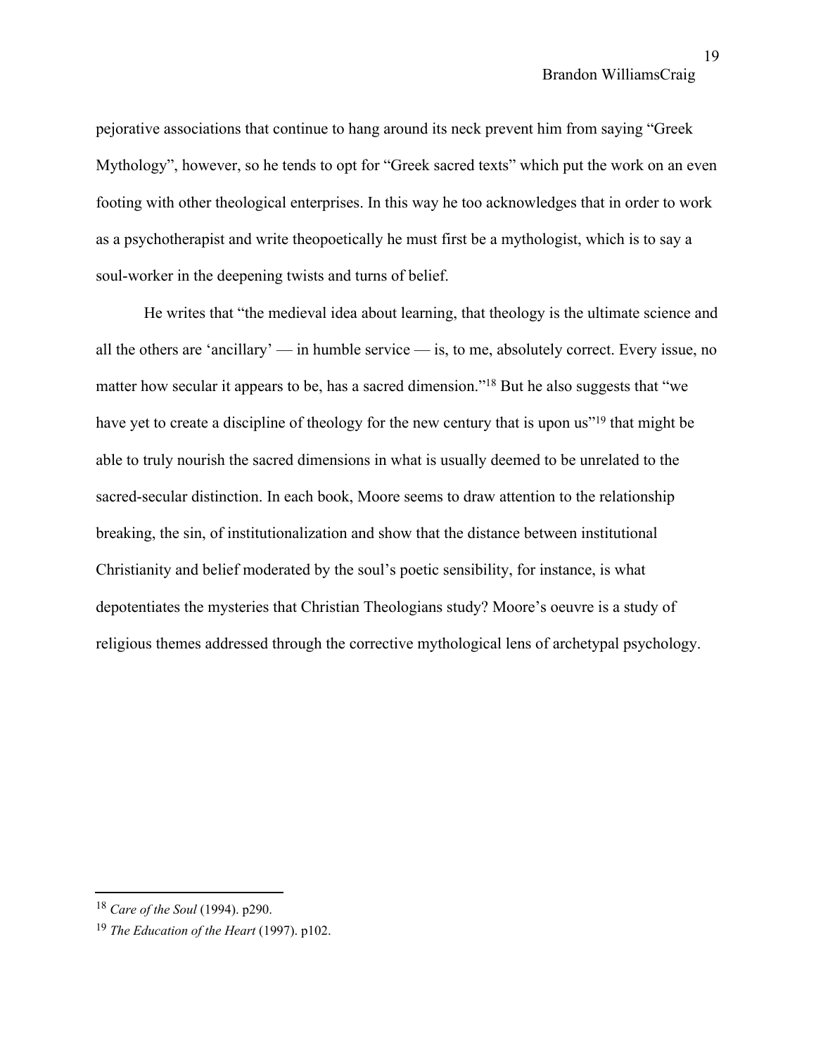pejorative associations that continue to hang around its neck prevent him from saying "Greek Mythology", however, so he tends to opt for "Greek sacred texts" which put the work on an even footing with other theological enterprises. In this way he too acknowledges that in order to work as a psychotherapist and write theopoetically he must first be a mythologist, which is to say a soul-worker in the deepening twists and turns of belief.

He writes that "the medieval idea about learning, that theology is the ultimate science and all the others are 'ancillary' — in humble service — is, to me, absolutely correct. Every issue, no matter how secular it appears to be, has a sacred dimension."[18] But he also suggests that "we have yet to create a discipline of theology for the new century that is upon us"[19] that might be able to truly nourish the sacred dimensions in what is usually deemed to be unrelated to the sacred-secular distinction. In each book, Moore seems to draw attention to the relationship breaking, the sin, of institutionalization and show that the distance between institutional Christianity and belief moderated by the soul's poetic sensibility, for instance, is what depotentiates the mysteries that Christian Theologians study? Moore's oeuvre is a study of religious themes addressed through the corrective mythological lens of archetypal psychology.

---

[18] *Care of the Soul* (1994). p290.

[19] *The Education of the Heart* (1997). p102.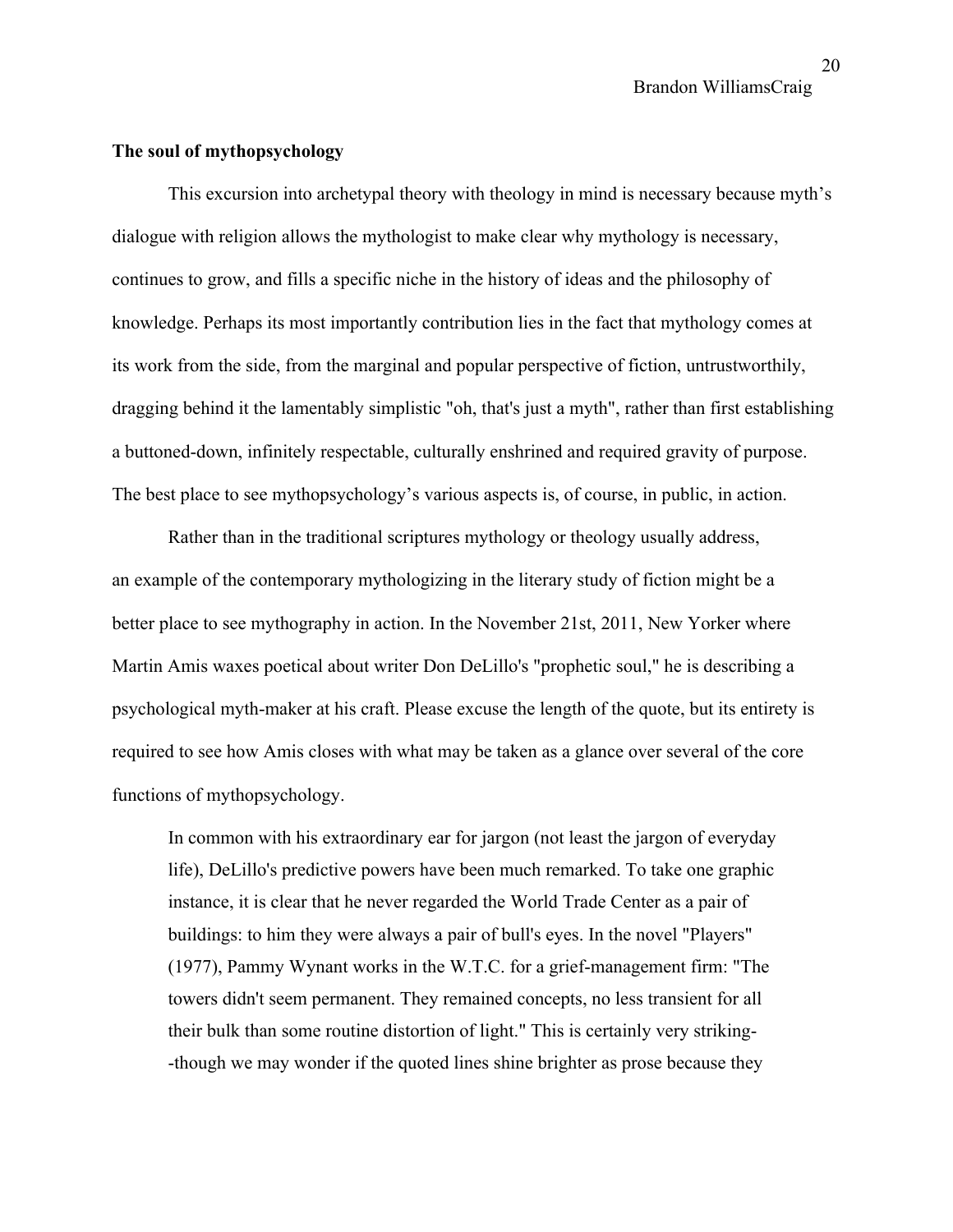**The soul of mythopsychology**

This excursion into archetypal theory with theology in mind is necessary because myth's dialogue with religion allows the mythologist to make clear why mythology is necessary, continues to grow, and fills a specific niche in the history of ideas and the philosophy of knowledge. Perhaps its most importantly contribution lies in the fact that mythology comes at its work from the side, from the marginal and popular perspective of fiction, untrustworthily, dragging behind it the lamentably simplistic "oh, that's just a myth", rather than first establishing a buttoned-down, infinitely respectable, culturally enshrined and required gravity of purpose. The best place to see mythopsychology's various aspects is, of course, in public, in action.

Rather than in the traditional scriptures mythology or theology usually address, an example of the contemporary mythologizing in the literary study of fiction might be a better place to see mythography in action. In the November 21st, 2011, New Yorker where Martin Amis waxes poetical about writer Don DeLillo's "prophetic soul," he is describing a psychological myth-maker at his craft. Please excuse the length of the quote, but its entirety is required to see how Amis closes with what may be taken as a glance over several of the core functions of mythopsychology.

> In common with his extraordinary ear for jargon (not least the jargon of everyday life), DeLillo's predictive powers have been much remarked. To take one graphic instance, it is clear that he never regarded the World Trade Center as a pair of buildings: to him they were always a pair of bull's eyes. In the novel "Players" (1977), Pammy Wynant works in the W.T.C. for a grief-management firm: "The towers didn't seem permanent. They remained concepts, no less transient for all their bulk than some routine distortion of light." This is certainly very striking--though we may wonder if the quoted lines shine brighter as prose because they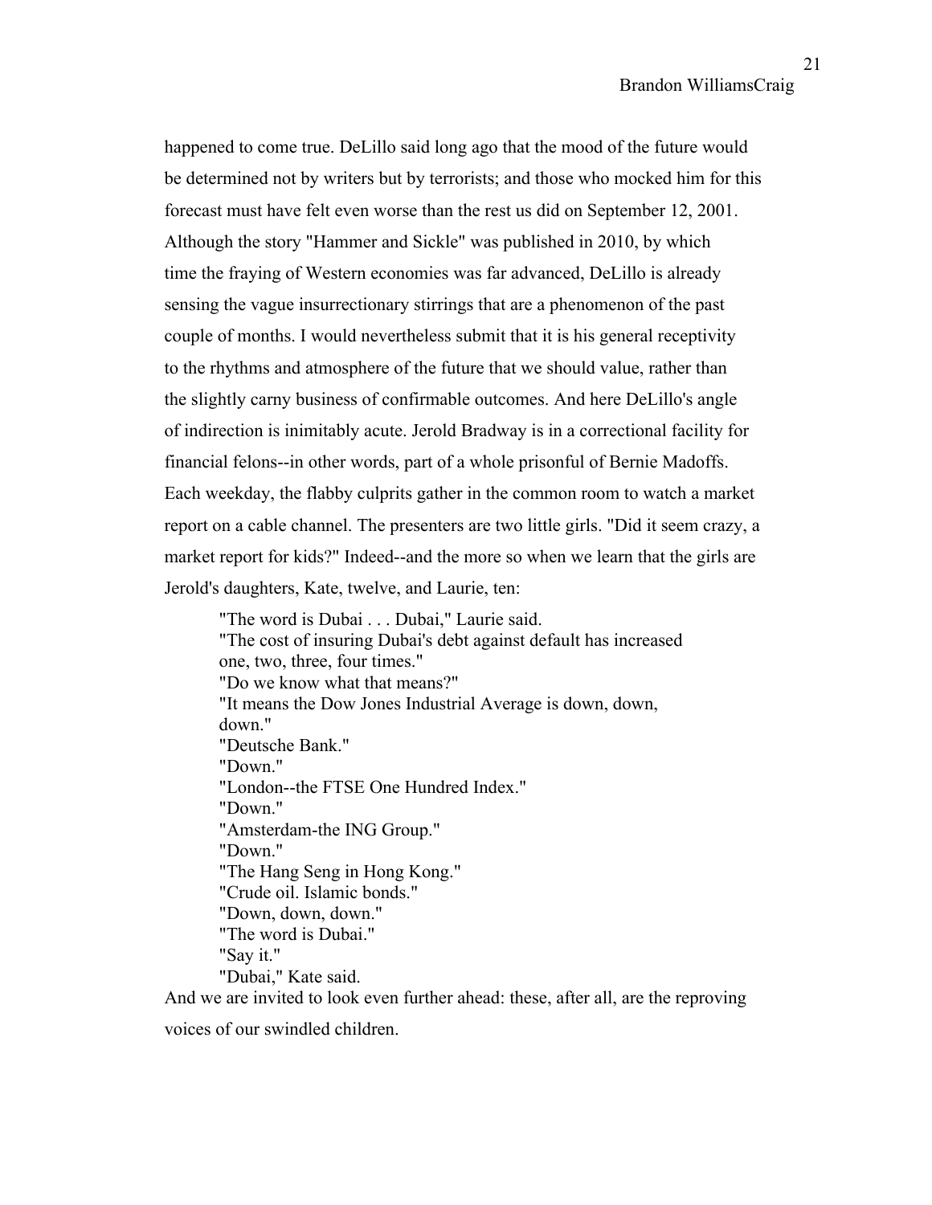happened to come true. DeLillo said long ago that the mood of the future would be determined not by writers but by terrorists; and those who mocked him for this forecast must have felt even worse than the rest us did on September 12, 2001. Although the story "Hammer and Sickle" was published in 2010, by which time the fraying of Western economies was far advanced, DeLillo is already sensing the vague insurrectionary stirrings that are a phenomenon of the past couple of months. I would nevertheless submit that it is his general receptivity to the rhythms and atmosphere of the future that we should value, rather than the slightly carny business of confirmable outcomes. And here DeLillo's angle of indirection is inimitably acute. Jerold Bradway is in a correctional facility for financial felons--in other words, part of a whole prisonful of Bernie Madoffs. Each weekday, the flabby culprits gather in the common room to watch a market report on a cable channel. The presenters are two little girls. "Did it seem crazy, a market report for kids?" Indeed--and the more so when we learn that the girls are Jerold's daughters, Kate, twelve, and Laurie, ten:

> "The word is Dubai . . . Dubai," Laurie said.
> "The cost of insuring Dubai's debt against default has increased one, two, three, four times."
> "Do we know what that means?"
> "It means the Dow Jones Industrial Average is down, down, down."
> "Deutsche Bank."
> "Down."
> "London--the FTSE One Hundred Index."
> "Down."
> "Amsterdam-the ING Group."
> "Down."
> "The Hang Seng in Hong Kong."
> "Crude oil. Islamic bonds."
> "Down, down, down."
> "The word is Dubai."
> "Say it."
> "Dubai," Kate said.

And we are invited to look even further ahead: these, after all, are the reproving voices of our swindled children.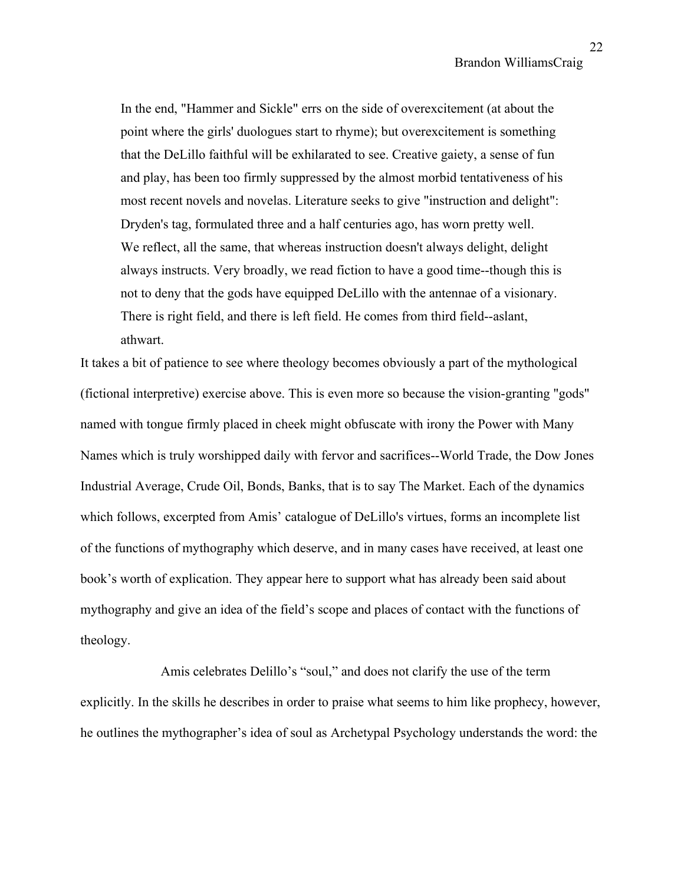> In the end, "Hammer and Sickle" errs on the side of overexcitement (at about the point where the girls' duologues start to rhyme); but overexcitement is something that the DeLillo faithful will be exhilarated to see. Creative gaiety, a sense of fun and play, has been too firmly suppressed by the almost morbid tentativeness of his most recent novels and novelas. Literature seeks to give "instruction and delight": Dryden's tag, formulated three and a half centuries ago, has worn pretty well. We reflect, all the same, that whereas instruction doesn't always delight, delight always instructs. Very broadly, we read fiction to have a good time--though this is not to deny that the gods have equipped DeLillo with the antennae of a visionary. There is right field, and there is left field. He comes from third field--aslant, athwart.

It takes a bit of patience to see where theology becomes obviously a part of the mythological (fictional interpretive) exercise above. This is even more so because the vision-granting "gods" named with tongue firmly placed in cheek might obfuscate with irony the Power with Many Names which is truly worshipped daily with fervor and sacrifices--World Trade, the Dow Jones Industrial Average, Crude Oil, Bonds, Banks, that is to say The Market. Each of the dynamics which follows, excerpted from Amis' catalogue of DeLillo's virtues, forms an incomplete list of the functions of mythography which deserve, and in many cases have received, at least one book's worth of explication. They appear here to support what has already been said about mythography and give an idea of the field's scope and places of contact with the functions of theology.

Amis celebrates Delillo's "soul," and does not clarify the use of the term explicitly. In the skills he describes in order to praise what seems to him like prophecy, however, he outlines the mythographer's idea of soul as Archetypal Psychology understands the word: the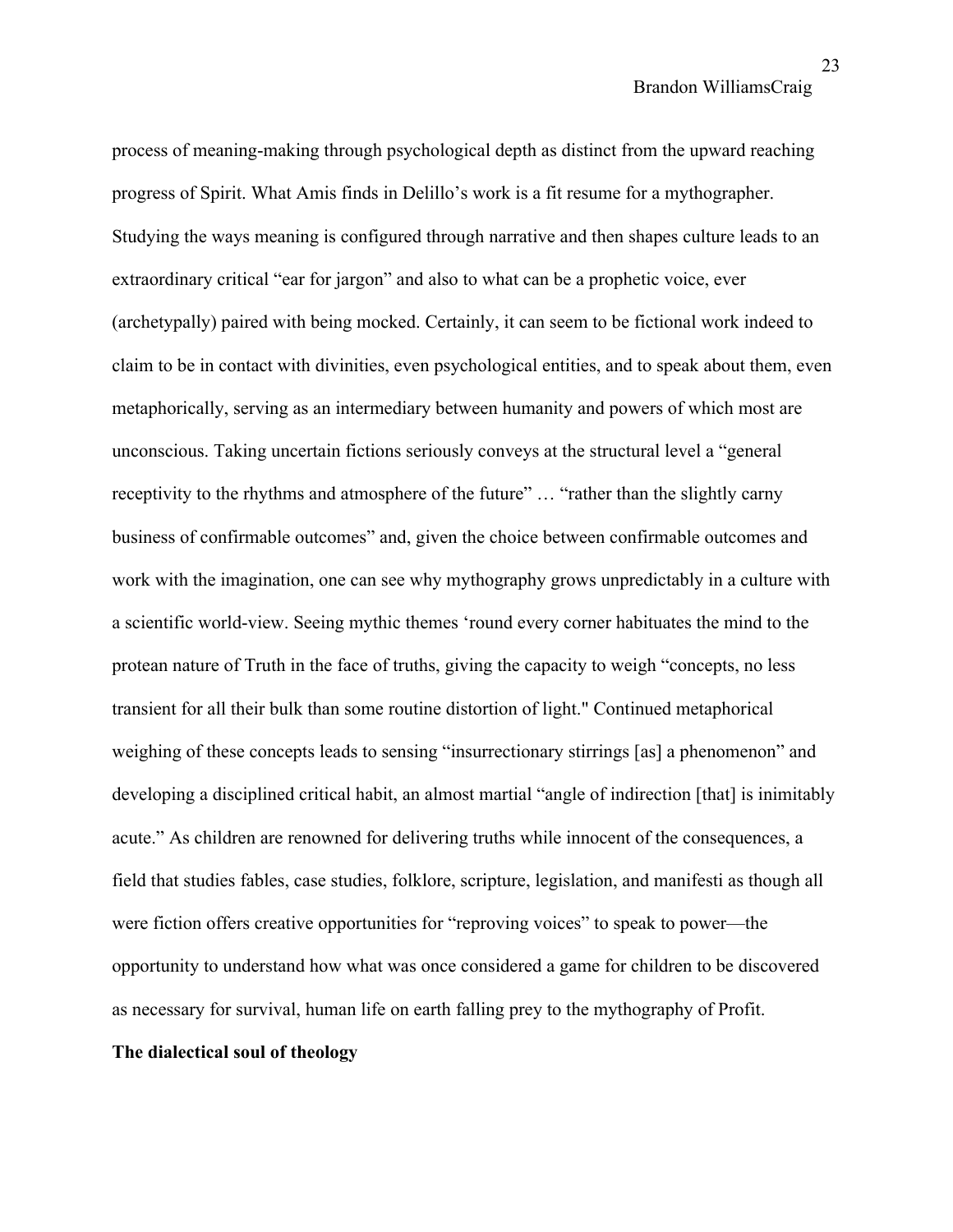process of meaning-making through psychological depth as distinct from the upward reaching progress of Spirit. What Amis finds in Delillo's work is a fit resume for a mythographer. Studying the ways meaning is configured through narrative and then shapes culture leads to an extraordinary critical "ear for jargon" and also to what can be a prophetic voice, ever (archetypally) paired with being mocked. Certainly, it can seem to be fictional work indeed to claim to be in contact with divinities, even psychological entities, and to speak about them, even metaphorically, serving as an intermediary between humanity and powers of which most are unconscious. Taking uncertain fictions seriously conveys at the structural level a "general receptivity to the rhythms and atmosphere of the future" … "rather than the slightly carny business of confirmable outcomes" and, given the choice between confirmable outcomes and work with the imagination, one can see why mythography grows unpredictably in a culture with a scientific world-view. Seeing mythic themes 'round every corner habituates the mind to the protean nature of Truth in the face of truths, giving the capacity to weigh "concepts, no less transient for all their bulk than some routine distortion of light." Continued metaphorical weighing of these concepts leads to sensing "insurrectionary stirrings [as] a phenomenon" and developing a disciplined critical habit, an almost martial "angle of indirection [that] is inimitably acute." As children are renowned for delivering truths while innocent of the consequences, a field that studies fables, case studies, folklore, scripture, legislation, and manifesti as though all were fiction offers creative opportunities for "reproving voices" to speak to power—the opportunity to understand how what was once considered a game for children to be discovered as necessary for survival, human life on earth falling prey to the mythography of Profit.

**The dialectical soul of theology**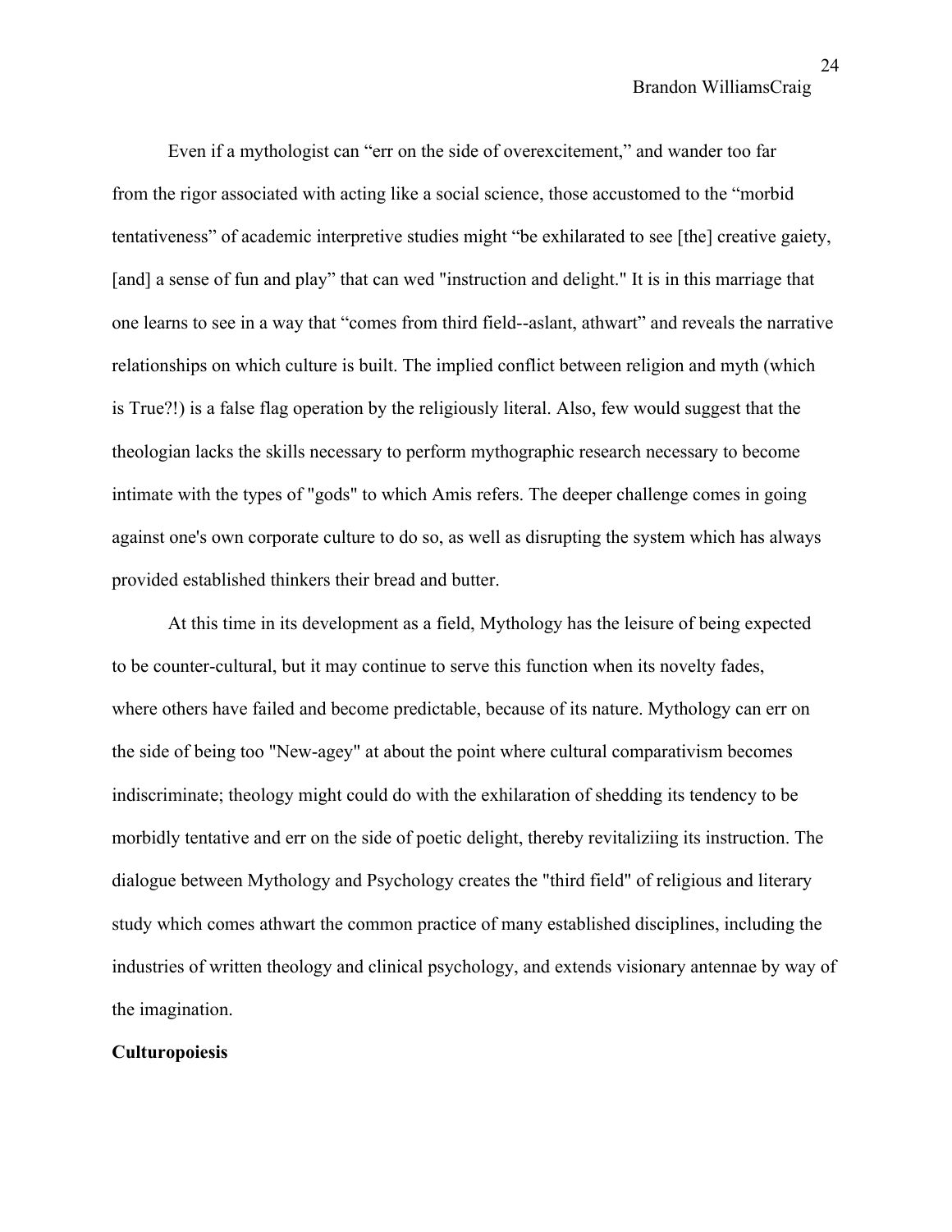Even if a mythologist can "err on the side of overexcitement," and wander too far from the rigor associated with acting like a social science, those accustomed to the "morbid tentativeness" of academic interpretive studies might "be exhilarated to see [the] creative gaiety, [and] a sense of fun and play" that can wed "instruction and delight." It is in this marriage that one learns to see in a way that "comes from third field--aslant, athwart" and reveals the narrative relationships on which culture is built. The implied conflict between religion and myth (which is True?!) is a false flag operation by the religiously literal. Also, few would suggest that the theologian lacks the skills necessary to perform mythographic research necessary to become intimate with the types of "gods" to which Amis refers. The deeper challenge comes in going against one's own corporate culture to do so, as well as disrupting the system which has always provided established thinkers their bread and butter.

At this time in its development as a field, Mythology has the leisure of being expected to be counter-cultural, but it may continue to serve this function when its novelty fades, where others have failed and become predictable, because of its nature. Mythology can err on the side of being too "New-agey" at about the point where cultural comparativism becomes indiscriminate; theology might could do with the exhilaration of shedding its tendency to be morbidly tentative and err on the side of poetic delight, thereby revitaliziing its instruction. The dialogue between Mythology and Psychology creates the "third field" of religious and literary study which comes athwart the common practice of many established disciplines, including the industries of written theology and clinical psychology, and extends visionary antennae by way of the imagination.

**Culturopoiesis**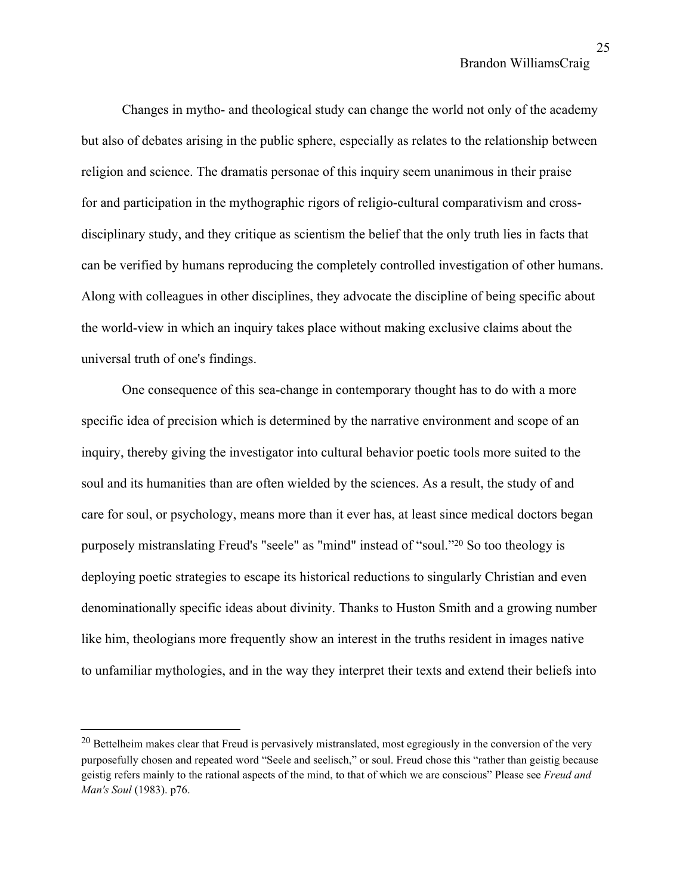Changes in mytho- and theological study can change the world not only of the academy but also of debates arising in the public sphere, especially as relates to the relationship between religion and science. The dramatis personae of this inquiry seem unanimous in their praise for and participation in the mythographic rigors of religio-cultural comparativism and cross-disciplinary study, and they critique as scientism the belief that the only truth lies in facts that can be verified by humans reproducing the completely controlled investigation of other humans. Along with colleagues in other disciplines, they advocate the discipline of being specific about the world-view in which an inquiry takes place without making exclusive claims about the universal truth of one's findings.

One consequence of this sea-change in contemporary thought has to do with a more specific idea of precision which is determined by the narrative environment and scope of an inquiry, thereby giving the investigator into cultural behavior poetic tools more suited to the soul and its humanities than are often wielded by the sciences. As a result, the study of and care for soul, or psychology, means more than it ever has, at least since medical doctors began purposely mistranslating Freud's "seele" as "mind" instead of "soul."[20] So too theology is deploying poetic strategies to escape its historical reductions to singularly Christian and even denominationally specific ideas about divinity. Thanks to Huston Smith and a growing number like him, theologians more frequently show an interest in the truths resident in images native to unfamiliar mythologies, and in the way they interpret their texts and extend their beliefs into

---

[20] Bettelheim makes clear that Freud is pervasively mistranslated, most egregiously in the conversion of the very purposefully chosen and repeated word "Seele and seelisch," or soul. Freud chose this "rather than geistig because geistig refers mainly to the rational aspects of the mind, to that of which we are conscious" Please see *Freud and Man's Soul* (1983). p76.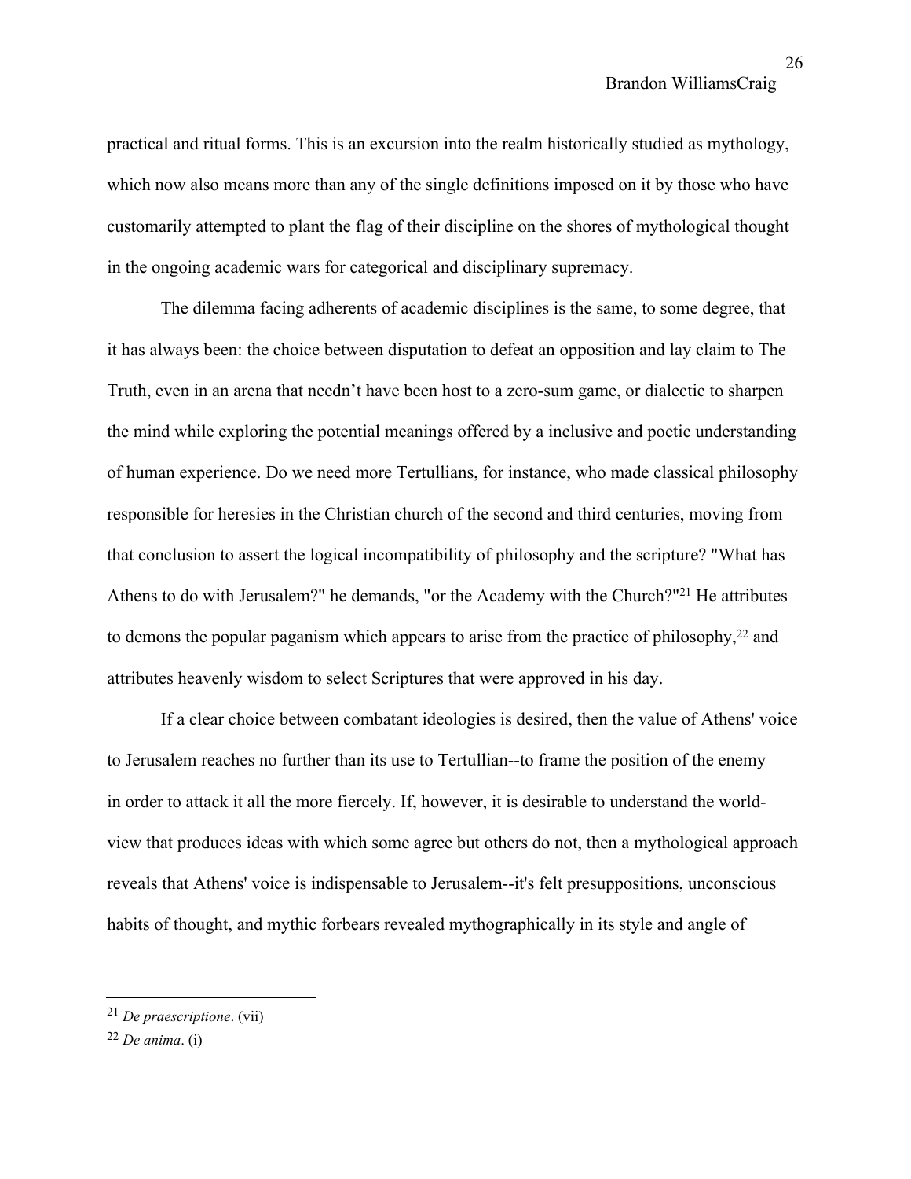practical and ritual forms. This is an excursion into the realm historically studied as mythology, which now also means more than any of the single definitions imposed on it by those who have customarily attempted to plant the flag of their discipline on the shores of mythological thought in the ongoing academic wars for categorical and disciplinary supremacy.

The dilemma facing adherents of academic disciplines is the same, to some degree, that it has always been: the choice between disputation to defeat an opposition and lay claim to The Truth, even in an arena that needn't have been host to a zero-sum game, or dialectic to sharpen the mind while exploring the potential meanings offered by a inclusive and poetic understanding of human experience. Do we need more Tertullians, for instance, who made classical philosophy responsible for heresies in the Christian church of the second and third centuries, moving from that conclusion to assert the logical incompatibility of philosophy and the scripture? "What has Athens to do with Jerusalem?" he demands, "or the Academy with the Church?"[21] He attributes to demons the popular paganism which appears to arise from the practice of philosophy,[22] and attributes heavenly wisdom to select Scriptures that were approved in his day.

If a clear choice between combatant ideologies is desired, then the value of Athens' voice to Jerusalem reaches no further than its use to Tertullian--to frame the position of the enemy in order to attack it all the more fiercely. If, however, it is desirable to understand the world-view that produces ideas with which some agree but others do not, then a mythological approach reveals that Athens' voice is indispensable to Jerusalem--it's felt presuppositions, unconscious habits of thought, and mythic forbears revealed mythographically in its style and angle of

---

[21] *De praescriptione*. (vii)

[22] *De anima*. (i)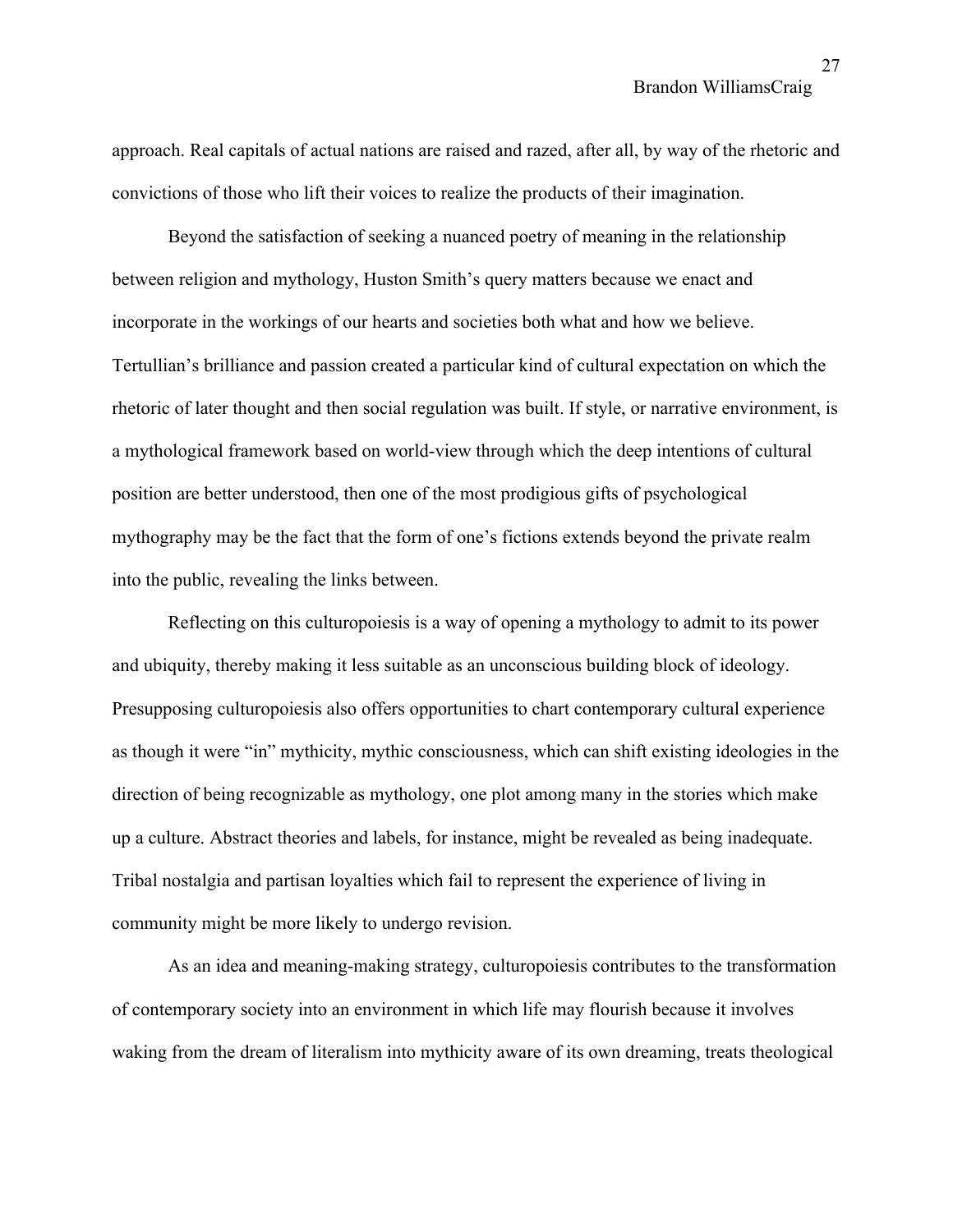approach. Real capitals of actual nations are raised and razed, after all, by way of the rhetoric and convictions of those who lift their voices to realize the products of their imagination.

Beyond the satisfaction of seeking a nuanced poetry of meaning in the relationship between religion and mythology, Huston Smith's query matters because we enact and incorporate in the workings of our hearts and societies both what and how we believe. Tertullian's brilliance and passion created a particular kind of cultural expectation on which the rhetoric of later thought and then social regulation was built. If style, or narrative environment, is a mythological framework based on world-view through which the deep intentions of cultural position are better understood, then one of the most prodigious gifts of psychological mythography may be the fact that the form of one's fictions extends beyond the private realm into the public, revealing the links between.

Reflecting on this culturopoiesis is a way of opening a mythology to admit to its power and ubiquity, thereby making it less suitable as an unconscious building block of ideology. Presupposing culturopoiesis also offers opportunities to chart contemporary cultural experience as though it were "in" mythicity, mythic consciousness, which can shift existing ideologies in the direction of being recognizable as mythology, one plot among many in the stories which make up a culture. Abstract theories and labels, for instance, might be revealed as being inadequate. Tribal nostalgia and partisan loyalties which fail to represent the experience of living in community might be more likely to undergo revision.

As an idea and meaning-making strategy, culturopoiesis contributes to the transformation of contemporary society into an environment in which life may flourish because it involves waking from the dream of literalism into mythicity aware of its own dreaming, treats theological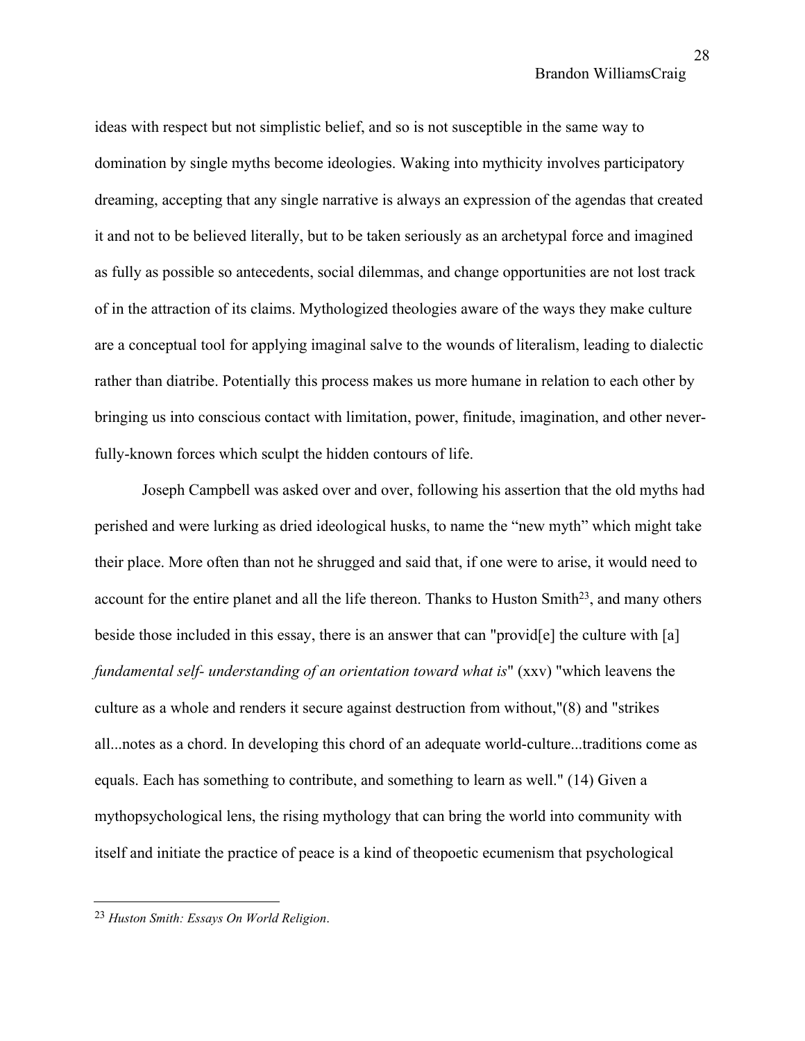ideas with respect but not simplistic belief, and so is not susceptible in the same way to domination by single myths become ideologies. Waking into mythicity involves participatory dreaming, accepting that any single narrative is always an expression of the agendas that created it and not to be believed literally, but to be taken seriously as an archetypal force and imagined as fully as possible so antecedents, social dilemmas, and change opportunities are not lost track of in the attraction of its claims. Mythologized theologies aware of the ways they make culture are a conceptual tool for applying imaginal salve to the wounds of literalism, leading to dialectic rather than diatribe. Potentially this process makes us more humane in relation to each other by bringing us into conscious contact with limitation, power, finitude, imagination, and other never-fully-known forces which sculpt the hidden contours of life.

Joseph Campbell was asked over and over, following his assertion that the old myths had perished and were lurking as dried ideological husks, to name the "new myth" which might take their place. More often than not he shrugged and said that, if one were to arise, it would need to account for the entire planet and all the life thereon. Thanks to Huston Smith[23], and many others beside those included in this essay, there is an answer that can "provid[e] the culture with [a] *fundamental self- understanding of an orientation toward what is*" (xxv) "which leavens the culture as a whole and renders it secure against destruction from without,"(8) and "strikes all...notes as a chord. In developing this chord of an adequate world-culture...traditions come as equals. Each has something to contribute, and something to learn as well." (14) Given a mythopsychological lens, the rising mythology that can bring the world into community with itself and initiate the practice of peace is a kind of theopoetic ecumenism that psychological

---

[23] *Huston Smith: Essays On World Religion*.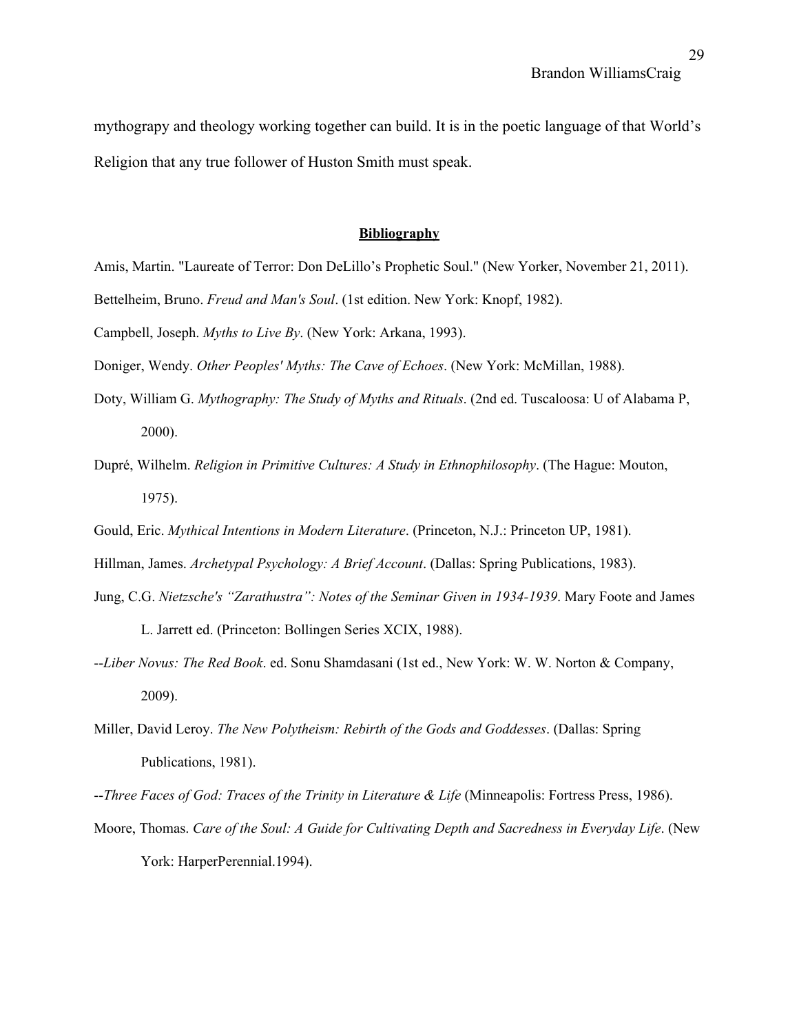mythograpy and theology working together can build. It is in the poetic language of that World's Religion that any true follower of Huston Smith must speak.

## **Bibliography**

Amis, Martin. "Laureate of Terror: Don DeLillo's Prophetic Soul." (New Yorker, November 21, 2011).

Bettelheim, Bruno. *Freud and Man's Soul*. (1st edition. New York: Knopf, 1982).

Campbell, Joseph. *Myths to Live By*. (New York: Arkana, 1993).

Doniger, Wendy. *Other Peoples' Myths: The Cave of Echoes*. (New York: McMillan, 1988).

Doty, William G. *Mythography: The Study of Myths and Rituals*. (2nd ed. Tuscaloosa: U of Alabama P, 2000).

Dupré, Wilhelm. *Religion in Primitive Cultures: A Study in Ethnophilosophy*. (The Hague: Mouton, 1975).

Gould, Eric. *Mythical Intentions in Modern Literature*. (Princeton, N.J.: Princeton UP, 1981).

Hillman, James. *Archetypal Psychology: A Brief Account*. (Dallas: Spring Publications, 1983).

Jung, C.G. *Nietzsche's "Zarathustra": Notes of the Seminar Given in 1934-1939*. Mary Foote and James L. Jarrett ed. (Princeton: Bollingen Series XCIX, 1988).

--*Liber Novus: The Red Book*. ed. Sonu Shamdasani (1st ed., New York: W. W. Norton & Company, 2009).

Miller, David Leroy. *The New Polytheism: Rebirth of the Gods and Goddesses*. (Dallas: Spring Publications, 1981).

--*Three Faces of God: Traces of the Trinity in Literature & Life* (Minneapolis: Fortress Press, 1986).

Moore, Thomas. *Care of the Soul: A Guide for Cultivating Depth and Sacredness in Everyday Life*. (New York: HarperPerennial.1994).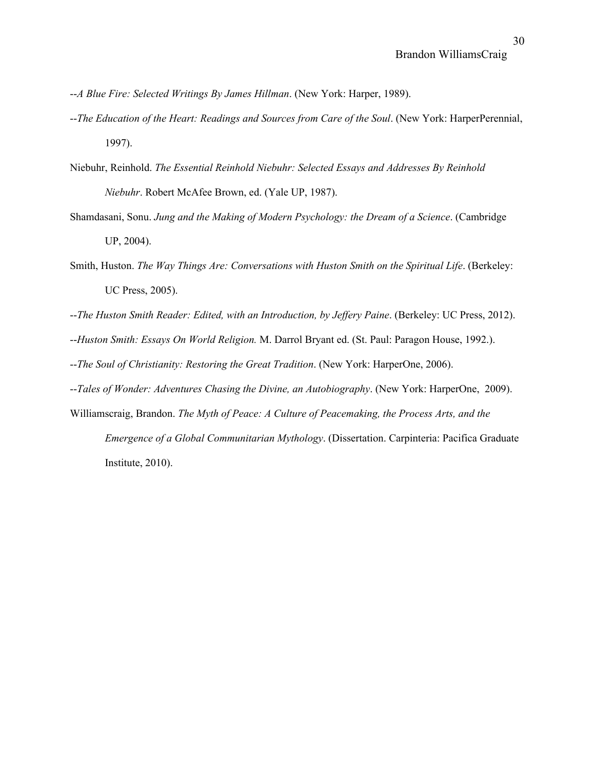--*A Blue Fire: Selected Writings By James Hillman*. (New York: Harper, 1989).

--*The Education of the Heart: Readings and Sources from Care of the Soul*. (New York: HarperPerennial, 1997).

Niebuhr, Reinhold. *The Essential Reinhold Niebuhr: Selected Essays and Addresses By Reinhold Niebuhr*. Robert McAfee Brown, ed. (Yale UP, 1987).

Shamdasani, Sonu. *Jung and the Making of Modern Psychology: the Dream of a Science*. (Cambridge UP, 2004).

Smith, Huston. *The Way Things Are: Conversations with Huston Smith on the Spiritual Life*. (Berkeley: UC Press, 2005).

--*The Huston Smith Reader: Edited, with an Introduction, by Jeffery Paine*. (Berkeley: UC Press, 2012).

--*Huston Smith: Essays On World Religion.* M. Darrol Bryant ed. (St. Paul: Paragon House, 1992.).

--*The Soul of Christianity: Restoring the Great Tradition*. (New York: HarperOne, 2006).

--*Tales of Wonder: Adventures Chasing the Divine, an Autobiography*. (New York: HarperOne, 2009).

Williamscraig, Brandon. *The Myth of Peace: A Culture of Peacemaking, the Process Arts, and the Emergence of a Global Communitarian Mythology*. (Dissertation. Carpinteria: Pacifica Graduate Institute, 2010).